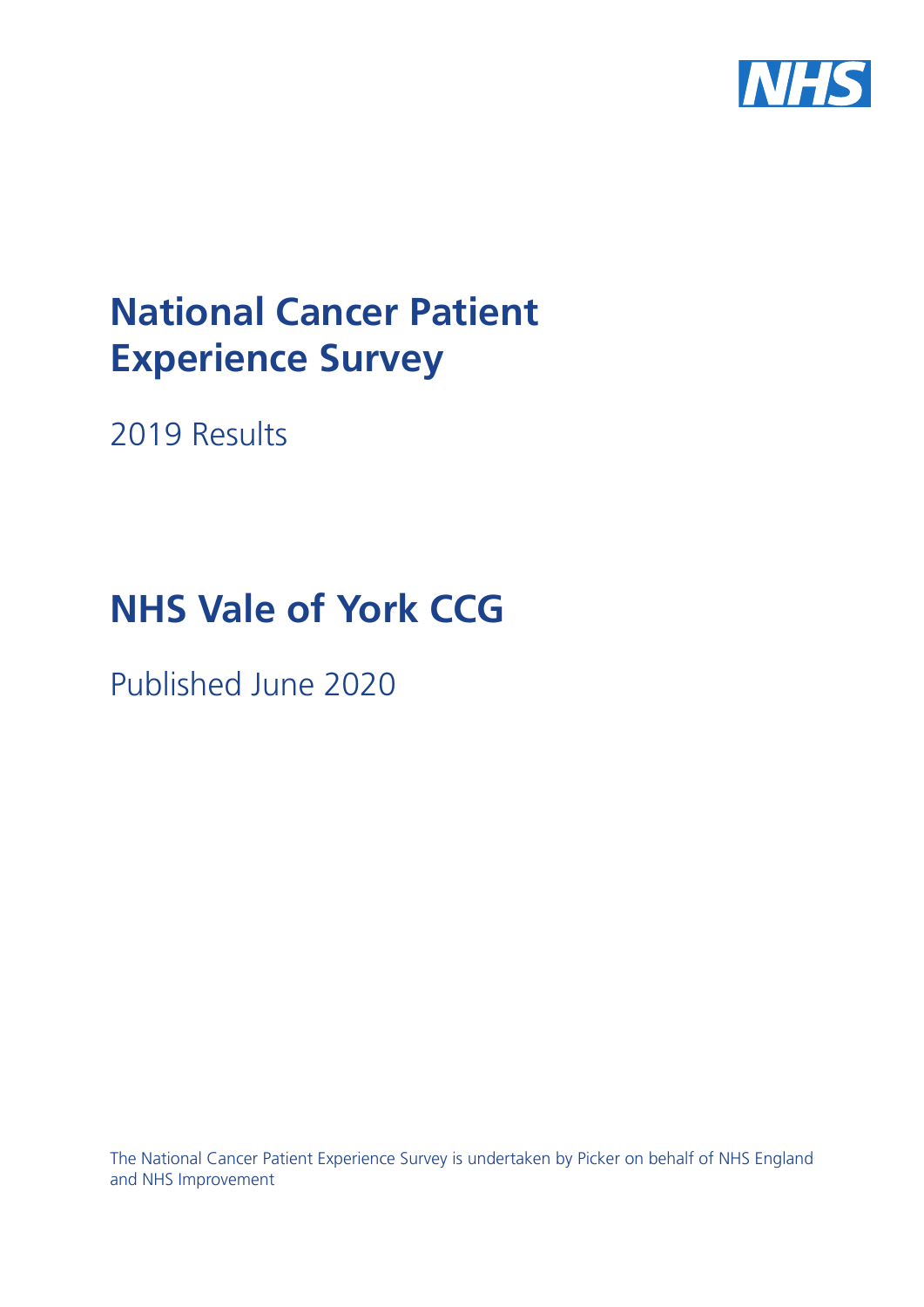# National Cancer Patient Experience Survey

2019 Results

# NHS Vale of York CCG

Published June 2020

The National Cancer Patient Experience Survey is undertaken by Picker on behalf of NHS England and NHS Improvement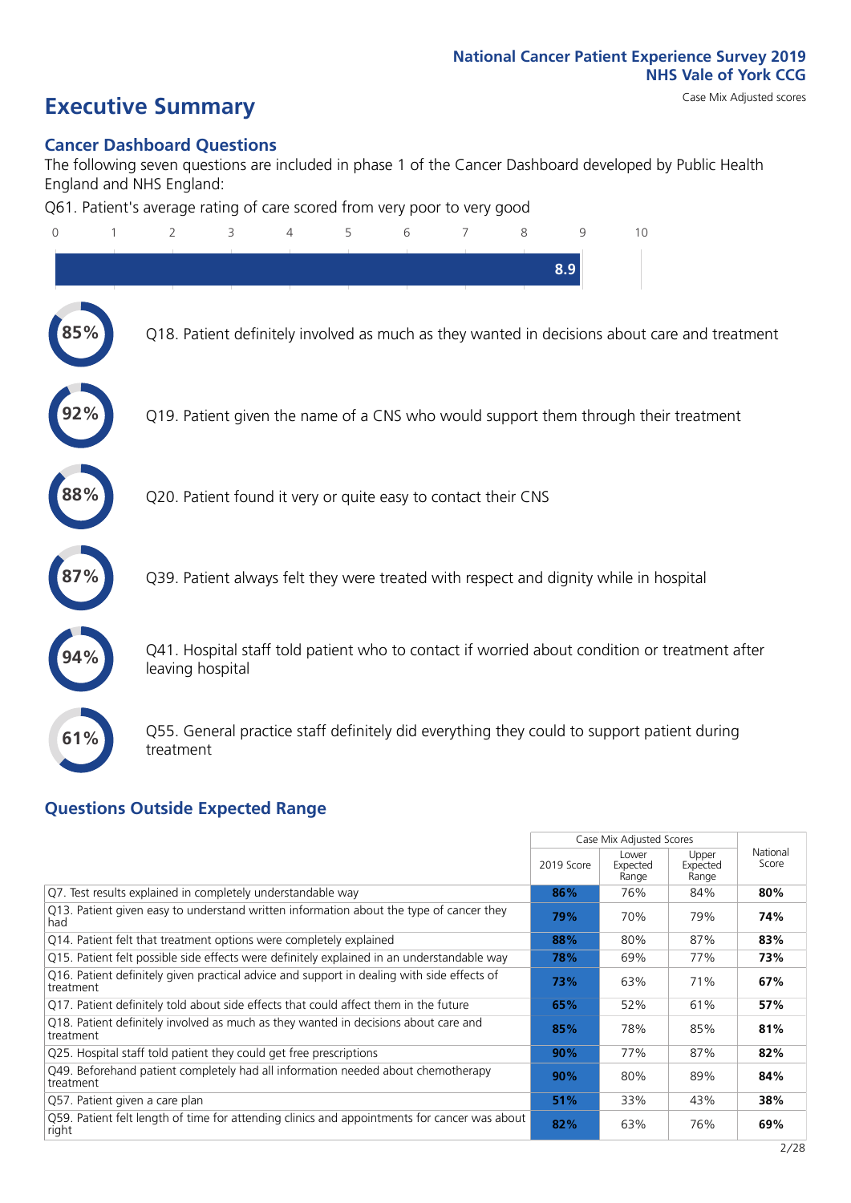National Cancer Patient Experience Survey 2019
NHS Vale of York CCG

# Executive Summary

Case Mix Adjusted scores

## Cancer Dashboard Questions

The following seven questions are included in phase 1 of the Cancer Dashboard developed by Public Health England and NHS England:

Q61. Patient's average rating of care scored from very poor to very good

8.9

85% Q18. Patient definitely involved as much as they wanted in decisions about care and treatment

92% Q19. Patient given the name of a CNS who would support them through their treatment

88% Q20. Patient found it very or quite easy to contact their CNS

87% Q39. Patient always felt they were treated with respect and dignity while in hospital

94% Q41. Hospital staff told patient who to contact if worried about condition or treatment after leaving hospital

61% Q55. General practice staff definitely did everything they could to support patient during treatment

## Questions Outside Expected Range

| | Case Mix Adjusted Scores | | | National Score |
|---|---|---|---|---|
| | 2019 Score | Lower Expected Range | Upper Expected Range | |
| Q7. Test results explained in completely understandable way | **86%** | 76% | 84% | **80%** |
| Q13. Patient given easy to understand written information about the type of cancer they had | **79%** | 70% | 79% | **74%** |
| Q14. Patient felt that treatment options were completely explained | **88%** | 80% | 87% | **83%** |
| Q15. Patient felt possible side effects were definitely explained in an understandable way | **78%** | 69% | 77% | **73%** |
| Q16. Patient definitely given practical advice and support in dealing with side effects of treatment | **73%** | 63% | 71% | **67%** |
| Q17. Patient definitely told about side effects that could affect them in the future | **65%** | 52% | 61% | **57%** |
| Q18. Patient definitely involved as much as they wanted in decisions about care and treatment | **85%** | 78% | 85% | **81%** |
| Q25. Hospital staff told patient they could get free prescriptions | **90%** | 77% | 87% | **82%** |
| Q49. Beforehand patient completely had all information needed about chemotherapy treatment | **90%** | 80% | 89% | **84%** |
| Q57. Patient given a care plan | **51%** | 33% | 43% | **38%** |
| Q59. Patient felt length of time for attending clinics and appointments for cancer was about right | **82%** | 63% | 76% | **69%** |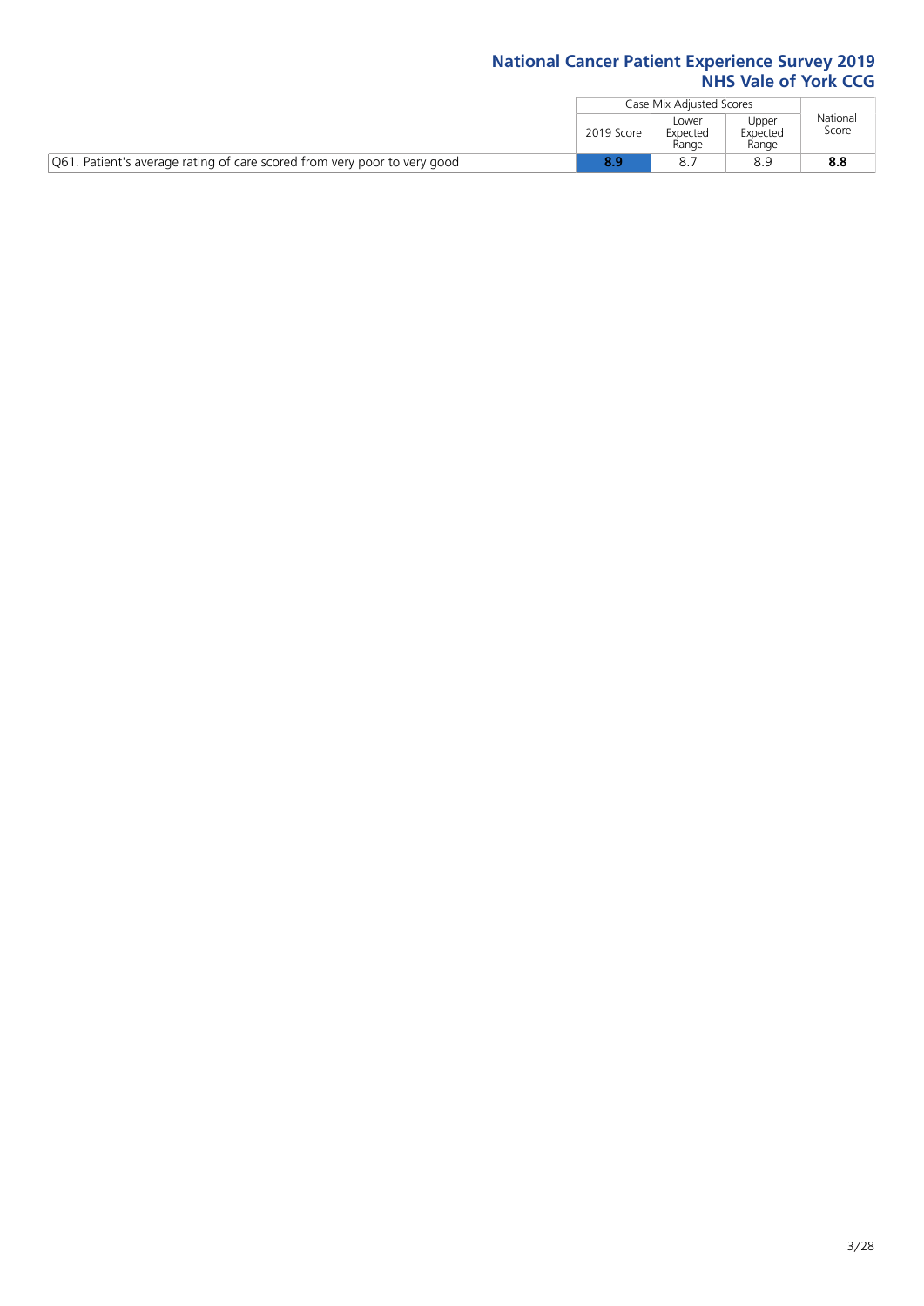| | Case Mix Adjusted Scores | | | National Score |
|---|---|---|---|---|
| | 2019 Score | Lower Expected Range | Upper Expected Range | |
| Q61. Patient's average rating of care scored from very poor to very good | **8.9** | 8.7 | 8.9 | **8.8** |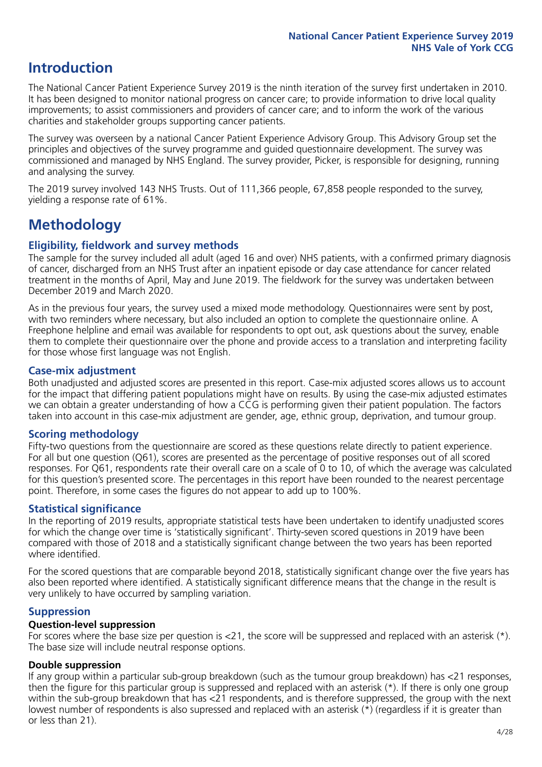## Introduction

The National Cancer Patient Experience Survey 2019 is the ninth iteration of the survey first undertaken in 2010. It has been designed to monitor national progress on cancer care; to provide information to drive local quality improvements; to assist commissioners and providers of cancer care; and to inform the work of the various charities and stakeholder groups supporting cancer patients.

The survey was overseen by a national Cancer Patient Experience Advisory Group. This Advisory Group set the principles and objectives of the survey programme and guided questionnaire development. The survey was commissioned and managed by NHS England. The survey provider, Picker, is responsible for designing, running and analysing the survey.

The 2019 survey involved 143 NHS Trusts. Out of 111,366 people, 67,858 people responded to the survey, yielding a response rate of 61%.

## Methodology

### Eligibility, fieldwork and survey methods

The sample for the survey included all adult (aged 16 and over) NHS patients, with a confirmed primary diagnosis of cancer, discharged from an NHS Trust after an inpatient episode or day case attendance for cancer related treatment in the months of April, May and June 2019. The fieldwork for the survey was undertaken between December 2019 and March 2020.

As in the previous four years, the survey used a mixed mode methodology. Questionnaires were sent by post, with two reminders where necessary, but also included an option to complete the questionnaire online. A Freephone helpline and email was available for respondents to opt out, ask questions about the survey, enable them to complete their questionnaire over the phone and provide access to a translation and interpreting facility for those whose first language was not English.

### Case-mix adjustment

Both unadjusted and adjusted scores are presented in this report. Case-mix adjusted scores allows us to account for the impact that differing patient populations might have on results. By using the case-mix adjusted estimates we can obtain a greater understanding of how a CCG is performing given their patient population. The factors taken into account in this case-mix adjustment are gender, age, ethnic group, deprivation, and tumour group.

### Scoring methodology

Fifty-two questions from the questionnaire are scored as these questions relate directly to patient experience. For all but one question (Q61), scores are presented as the percentage of positive responses out of all scored responses. For Q61, respondents rate their overall care on a scale of 0 to 10, of which the average was calculated for this question's presented score. The percentages in this report have been rounded to the nearest percentage point. Therefore, in some cases the figures do not appear to add up to 100%.

### Statistical significance

In the reporting of 2019 results, appropriate statistical tests have been undertaken to identify unadjusted scores for which the change over time is 'statistically significant'. Thirty-seven scored questions in 2019 have been compared with those of 2018 and a statistically significant change between the two years has been reported where identified.

For the scored questions that are comparable beyond 2018, statistically significant change over the five years has also been reported where identified. A statistically significant difference means that the change in the result is very unlikely to have occurred by sampling variation.

### Suppression

#### Question-level suppression

For scores where the base size per question is <21, the score will be suppressed and replaced with an asterisk (*). The base size will include neutral response options.

#### Double suppression

If any group within a particular sub-group breakdown (such as the tumour group breakdown) has <21 responses, then the figure for this particular group is suppressed and replaced with an asterisk (*). If there is only one group within the sub-group breakdown that has <21 respondents, and is therefore suppressed, the group with the next lowest number of respondents is also supressed and replaced with an asterisk (*) (regardless if it is greater than or less than 21).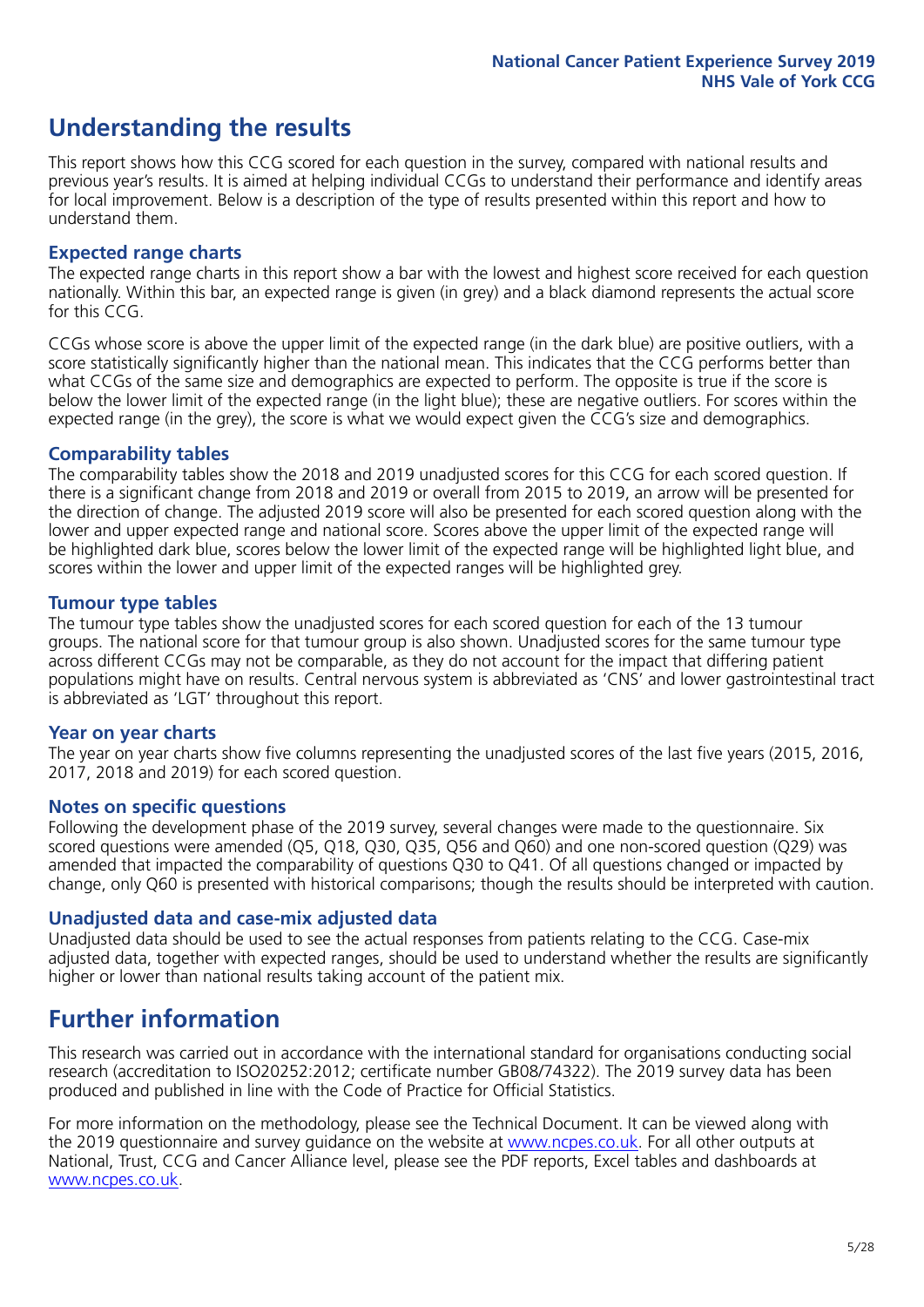# Understanding the results

This report shows how this CCG scored for each question in the survey, compared with national results and previous year's results. It is aimed at helping individual CCGs to understand their performance and identify areas for local improvement. Below is a description of the type of results presented within this report and how to understand them.

## Expected range charts

The expected range charts in this report show a bar with the lowest and highest score received for each question nationally. Within this bar, an expected range is given (in grey) and a black diamond represents the actual score for this CCG.

CCGs whose score is above the upper limit of the expected range (in the dark blue) are positive outliers, with a score statistically significantly higher than the national mean. This indicates that the CCG performs better than what CCGs of the same size and demographics are expected to perform. The opposite is true if the score is below the lower limit of the expected range (in the light blue); these are negative outliers. For scores within the expected range (in the grey), the score is what we would expect given the CCG's size and demographics.

## Comparability tables

The comparability tables show the 2018 and 2019 unadjusted scores for this CCG for each scored question. If there is a significant change from 2018 and 2019 or overall from 2015 to 2019, an arrow will be presented for the direction of change. The adjusted 2019 score will also be presented for each scored question along with the lower and upper expected range and national score. Scores above the upper limit of the expected range will be highlighted dark blue, scores below the lower limit of the expected range will be highlighted light blue, and scores within the lower and upper limit of the expected ranges will be highlighted grey.

## Tumour type tables

The tumour type tables show the unadjusted scores for each scored question for each of the 13 tumour groups. The national score for that tumour group is also shown. Unadjusted scores for the same tumour type across different CCGs may not be comparable, as they do not account for the impact that differing patient populations might have on results. Central nervous system is abbreviated as 'CNS' and lower gastrointestinal tract is abbreviated as 'LGT' throughout this report.

## Year on year charts

The year on year charts show five columns representing the unadjusted scores of the last five years (2015, 2016, 2017, 2018 and 2019) for each scored question.

## Notes on specific questions

Following the development phase of the 2019 survey, several changes were made to the questionnaire. Six scored questions were amended (Q5, Q18, Q30, Q35, Q56 and Q60) and one non-scored question (Q29) was amended that impacted the comparability of questions Q30 to Q41. Of all questions changed or impacted by change, only Q60 is presented with historical comparisons; though the results should be interpreted with caution.

## Unadjusted data and case-mix adjusted data

Unadjusted data should be used to see the actual responses from patients relating to the CCG. Case-mix adjusted data, together with expected ranges, should be used to understand whether the results are significantly higher or lower than national results taking account of the patient mix.

# Further information

This research was carried out in accordance with the international standard for organisations conducting social research (accreditation to ISO20252:2012; certificate number GB08/74322). The 2019 survey data has been produced and published in line with the Code of Practice for Official Statistics.

For more information on the methodology, please see the Technical Document. It can be viewed along with the 2019 questionnaire and survey guidance on the website at www.ncpes.co.uk. For all other outputs at National, Trust, CCG and Cancer Alliance level, please see the PDF reports, Excel tables and dashboards at www.ncpes.co.uk.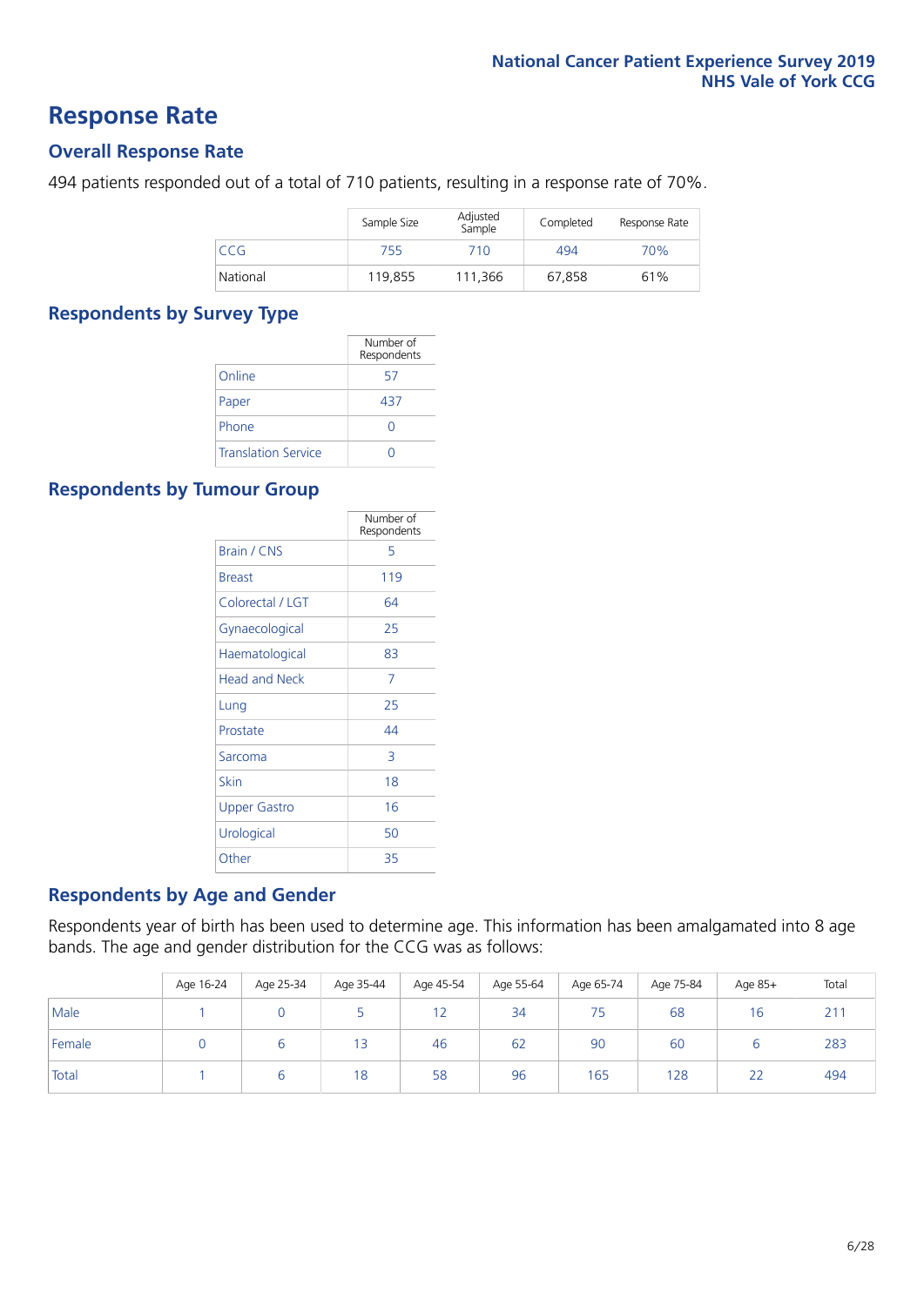# Response Rate

## Overall Response Rate

494 patients responded out of a total of 710 patients, resulting in a response rate of 70%.

| | Sample Size | Adjusted Sample | Completed | Response Rate |
|---|---|---|---|---|
| CCG | 755 | 710 | 494 | 70% |
| National | 119,855 | 111,366 | 67,858 | 61% |

## Respondents by Survey Type

| | Number of Respondents |
|---|---|
| Online | 57 |
| Paper | 437 |
| Phone | 0 |
| Translation Service | 0 |

## Respondents by Tumour Group

| | Number of Respondents |
|---|---|
| Brain / CNS | 5 |
| Breast | 119 |
| Colorectal / LGT | 64 |
| Gynaecological | 25 |
| Haematological | 83 |
| Head and Neck | 7 |
| Lung | 25 |
| Prostate | 44 |
| Sarcoma | 3 |
| Skin | 18 |
| Upper Gastro | 16 |
| Urological | 50 |
| Other | 35 |

## Respondents by Age and Gender

Respondents year of birth has been used to determine age. This information has been amalgamated into 8 age bands. The age and gender distribution for the CCG was as follows:

| | Age 16-24 | Age 25-34 | Age 35-44 | Age 45-54 | Age 55-64 | Age 65-74 | Age 75-84 | Age 85+ | Total |
|---|---|---|---|---|---|---|---|---|---|
| Male | 1 | 0 | 5 | 12 | 34 | 75 | 68 | 16 | 211 |
| Female | 0 | 6 | 13 | 46 | 62 | 90 | 60 | 6 | 283 |
| Total | 1 | 6 | 18 | 58 | 96 | 165 | 128 | 22 | 494 |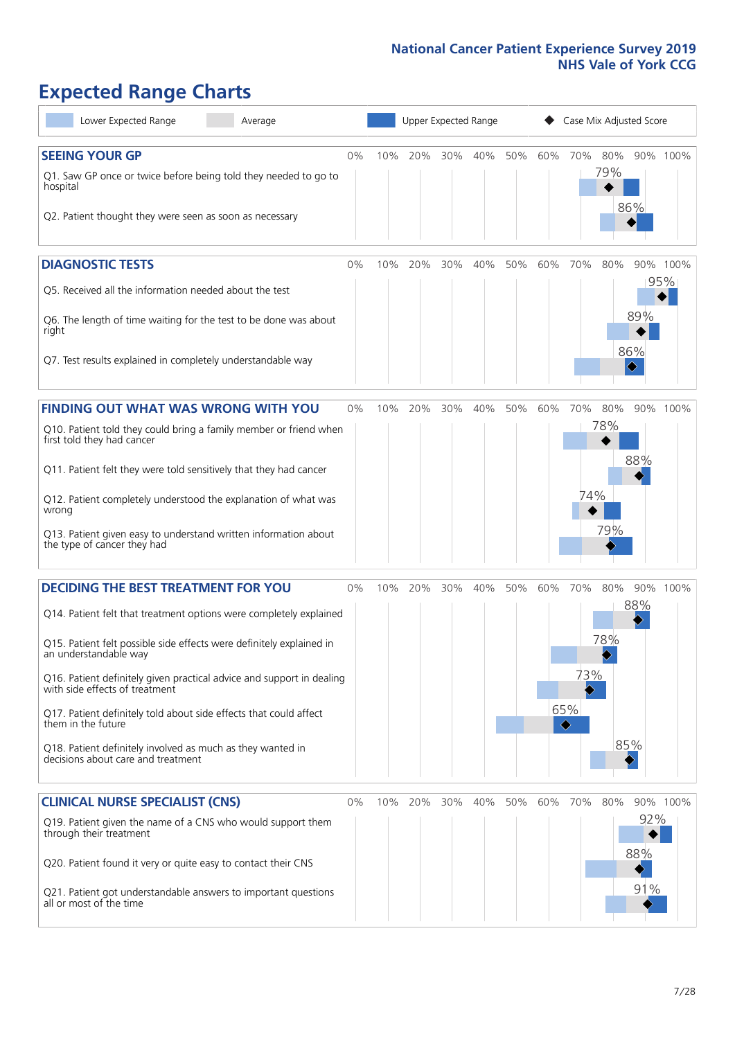# Expected Range Charts

Lower Expected Range | Average | Upper Expected Range | Case Mix Adjusted Score

## SEEING YOUR GP

| Question | Case Mix Adjusted Score |
|---|---|
| Q1. Saw GP once or twice before being told they needed to go to hospital | 79% |
| Q2. Patient thought they were seen as soon as necessary | 86% |

## DIAGNOSTIC TESTS

| Question | Case Mix Adjusted Score |
|---|---|
| Q5. Received all the information needed about the test | 95% |
| Q6. The length of time waiting for the test to be done was about right | 89% |
| Q7. Test results explained in completely understandable way | 86% |

## FINDING OUT WHAT WAS WRONG WITH YOU

| Question | Case Mix Adjusted Score |
|---|---|
| Q10. Patient told they could bring a family member or friend when first told they had cancer | 78% |
| Q11. Patient felt they were told sensitively that they had cancer | 88% |
| Q12. Patient completely understood the explanation of what was wrong | 74% |
| Q13. Patient given easy to understand written information about the type of cancer they had | 79% |

## DECIDING THE BEST TREATMENT FOR YOU

| Question | Case Mix Adjusted Score |
|---|---|
| Q14. Patient felt that treatment options were completely explained | 88% |
| Q15. Patient felt possible side effects were definitely explained in an understandable way | 78% |
| Q16. Patient definitely given practical advice and support in dealing with side effects of treatment | 73% |
| Q17. Patient definitely told about side effects that could affect them in the future | 65% |
| Q18. Patient definitely involved as much as they wanted in decisions about care and treatment | 85% |

## CLINICAL NURSE SPECIALIST (CNS)

| Question | Case Mix Adjusted Score |
|---|---|
| Q19. Patient given the name of a CNS who would support them through their treatment | 92% |
| Q20. Patient found it very or quite easy to contact their CNS | 88% |
| Q21. Patient got understandable answers to important questions all or most of the time | 91% |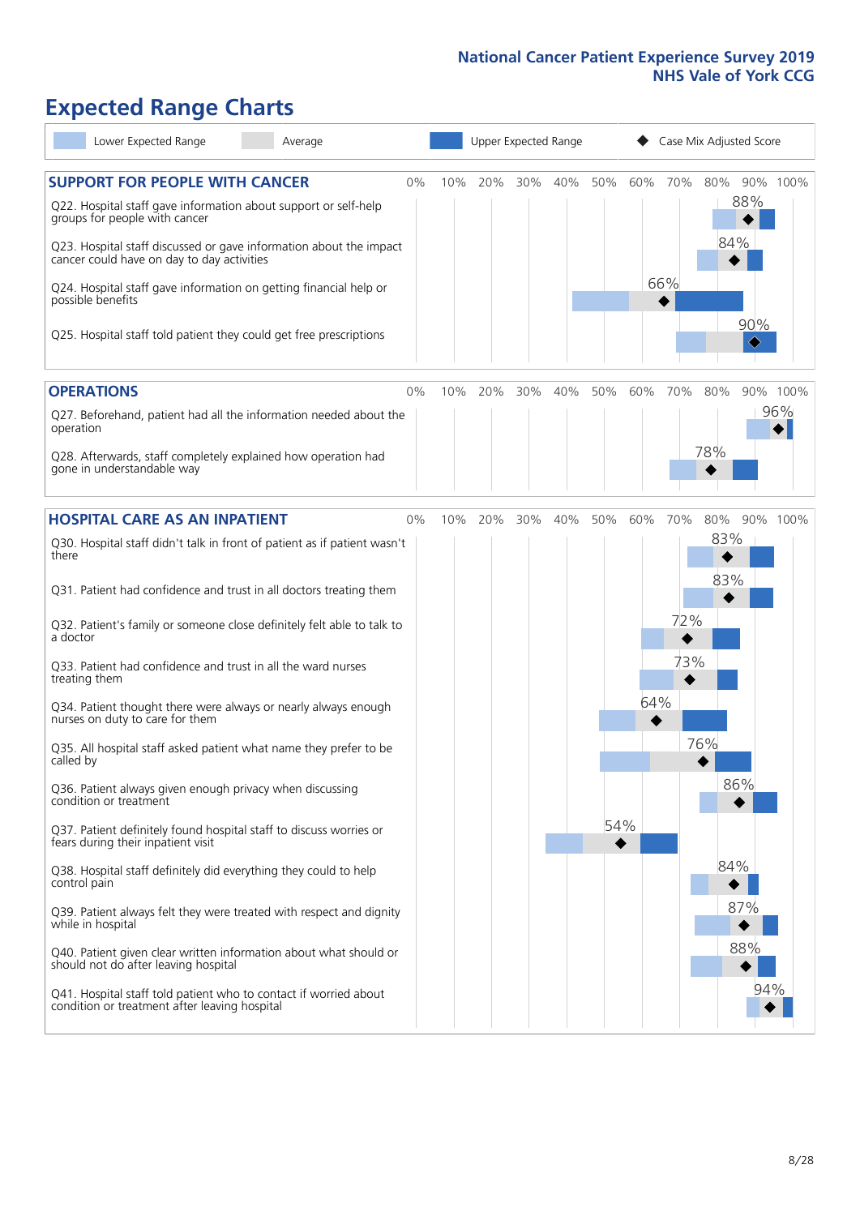National Cancer Patient Experience Survey 2019
NHS Vale of York CCG

# Expected Range Charts

Lower Expected Range | Average | Upper Expected Range | ◆ Case Mix Adjusted Score

## SUPPORT FOR PEOPLE WITH CANCER

| Question | Case Mix Adjusted Score |
|---|---|
| Q22. Hospital staff gave information about support or self-help groups for people with cancer | 88% |
| Q23. Hospital staff discussed or gave information about the impact cancer could have on day to day activities | 84% |
| Q24. Hospital staff gave information on getting financial help or possible benefits | 66% |
| Q25. Hospital staff told patient they could get free prescriptions | 90% |

## OPERATIONS

| Question | Case Mix Adjusted Score |
|---|---|
| Q27. Beforehand, patient had all the information needed about the operation | 96% |
| Q28. Afterwards, staff completely explained how operation had gone in understandable way | 78% |

## HOSPITAL CARE AS AN INPATIENT

| Question | Case Mix Adjusted Score |
|---|---|
| Q30. Hospital staff didn't talk in front of patient as if patient wasn't there | 83% |
| Q31. Patient had confidence and trust in all doctors treating them | 83% |
| Q32. Patient's family or someone close definitely felt able to talk to a doctor | 72% |
| Q33. Patient had confidence and trust in all the ward nurses treating them | 73% |
| Q34. Patient thought there were always or nearly always enough nurses on duty to care for them | 64% |
| Q35. All hospital staff asked patient what name they prefer to be called by | 76% |
| Q36. Patient always given enough privacy when discussing condition or treatment | 86% |
| Q37. Patient definitely found hospital staff to discuss worries or fears during their inpatient visit | 54% |
| Q38. Hospital staff definitely did everything they could to help control pain | 84% |
| Q39. Patient always felt they were treated with respect and dignity while in hospital | 87% |
| Q40. Patient given clear written information about what should or should not do after leaving hospital | 88% |
| Q41. Hospital staff told patient who to contact if worried about condition or treatment after leaving hospital | 94% |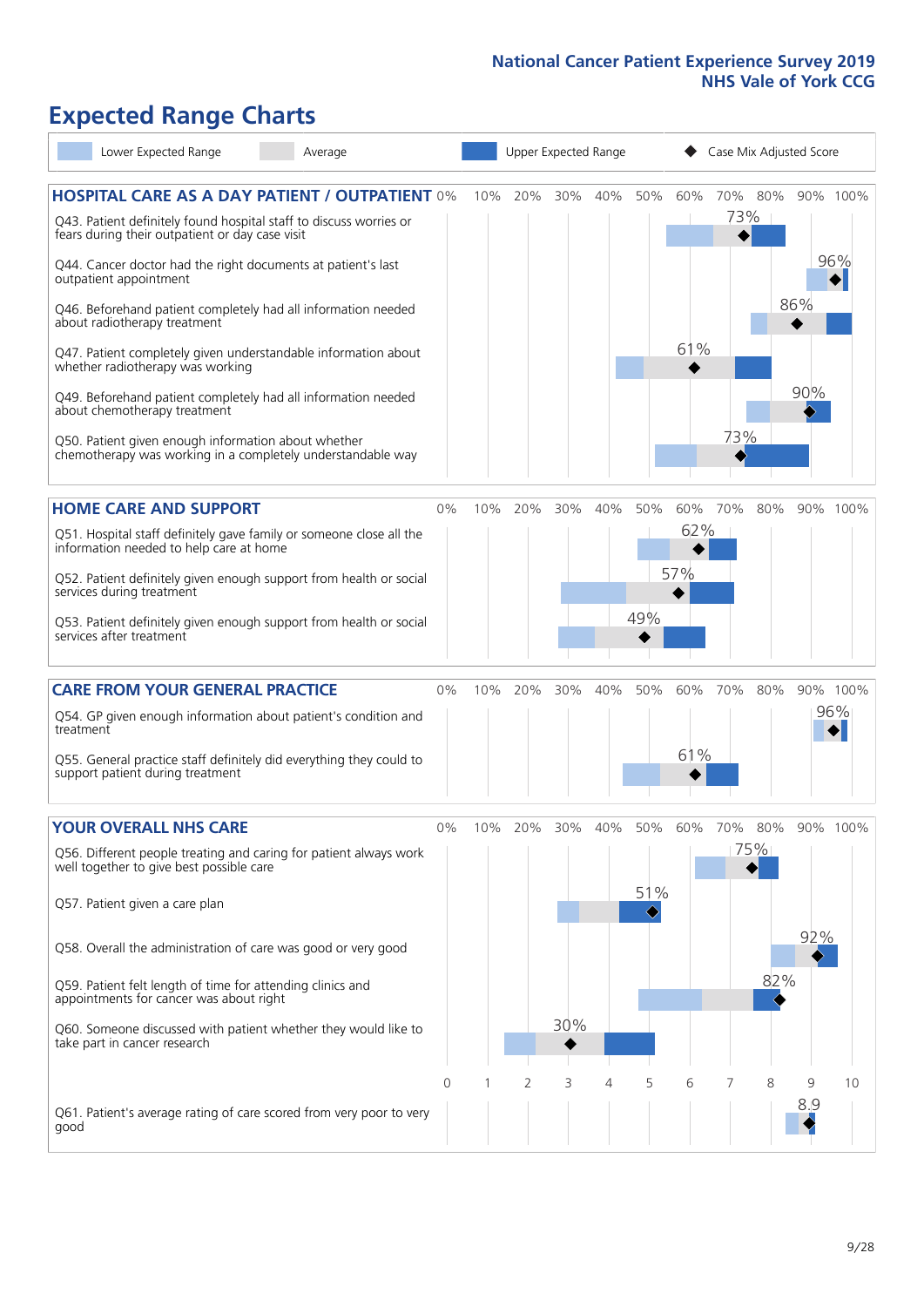National Cancer Patient Experience Survey 2019
NHS Vale of York CCG

# Expected Range Charts

Lower Expected Range | Average | Upper Expected Range | Case Mix Adjusted Score

## HOSPITAL CARE AS A DAY PATIENT / OUTPATIENT

| Question | Case Mix Adjusted Score |
|---|---|
| Q43. Patient definitely found hospital staff to discuss worries or fears during their outpatient or day case visit | 73% |
| Q44. Cancer doctor had the right documents at patient's last outpatient appointment | 96% |
| Q46. Beforehand patient completely had all information needed about radiotherapy treatment | 86% |
| Q47. Patient completely given understandable information about whether radiotherapy was working | 61% |
| Q49. Beforehand patient completely had all information needed about chemotherapy treatment | 90% |
| Q50. Patient given enough information about whether chemotherapy was working in a completely understandable way | 73% |

## HOME CARE AND SUPPORT

| Question | Case Mix Adjusted Score |
|---|---|
| Q51. Hospital staff definitely gave family or someone close all the information needed to help care at home | 62% |
| Q52. Patient definitely given enough support from health or social services during treatment | 57% |
| Q53. Patient definitely given enough support from health or social services after treatment | 49% |

## CARE FROM YOUR GENERAL PRACTICE

| Question | Case Mix Adjusted Score |
|---|---|
| Q54. GP given enough information about patient's condition and treatment | 96% |
| Q55. General practice staff definitely did everything they could to support patient during treatment | 61% |

## YOUR OVERALL NHS CARE

| Question | Case Mix Adjusted Score |
|---|---|
| Q56. Different people treating and caring for patient always work well together to give best possible care | 75% |
| Q57. Patient given a care plan | 51% |
| Q58. Overall the administration of care was good or very good | 92% |
| Q59. Patient felt length of time for attending clinics and appointments for cancer was about right | 82% |
| Q60. Someone discussed with patient whether they would like to take part in cancer research | 30% |
| Q61. Patient's average rating of care scored from very poor to very good | 8.9 |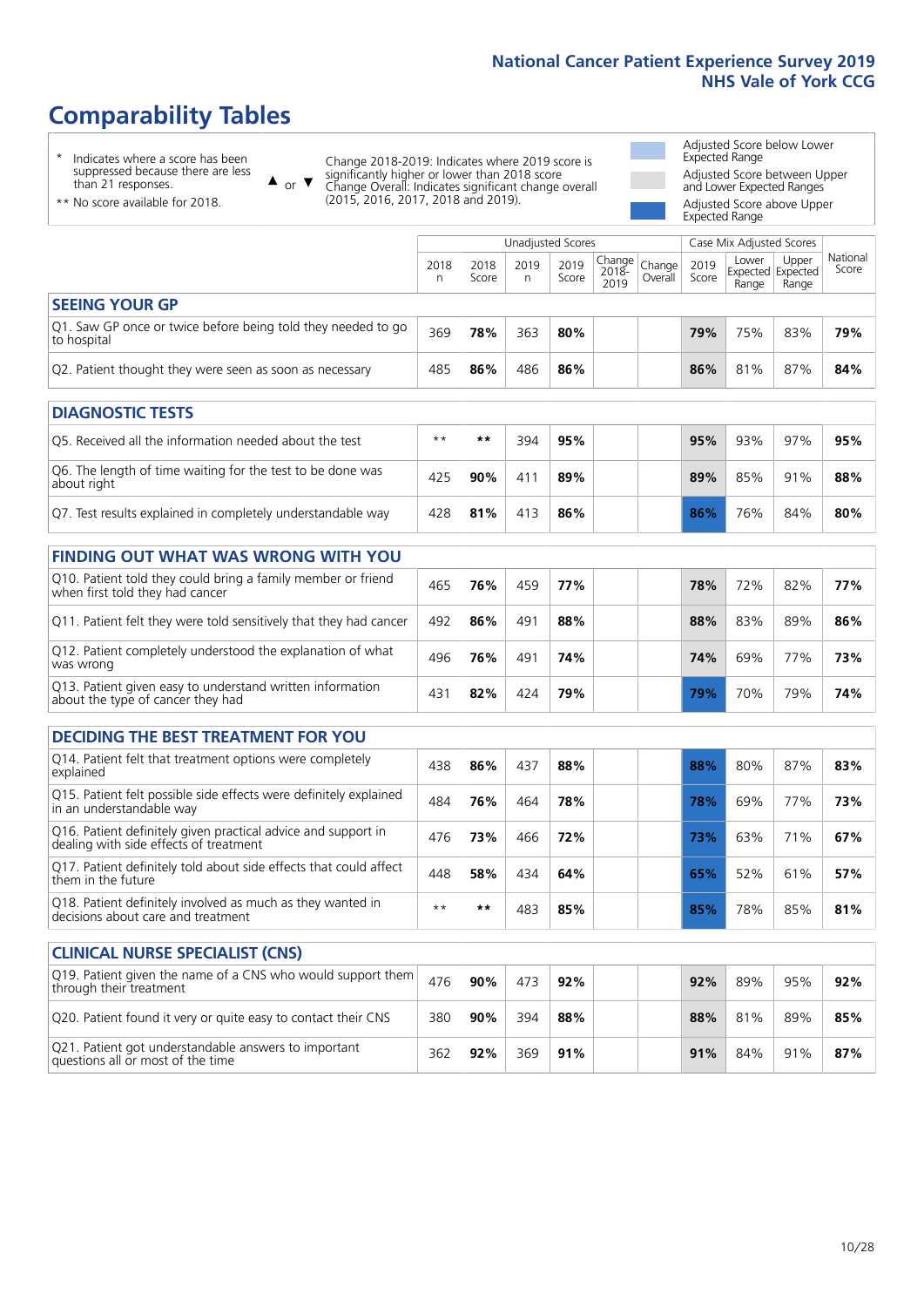# Comparability Tables

\* Indicates where a score has been suppressed because there are less than 21 responses.

\*\* No score available for 2018.

▲ or ▼ Change 2018-2019: Indicates where 2019 score is significantly higher or lower than 2018 score. Change Overall: Indicates significant change overall (2015, 2016, 2017, 2018 and 2019).

Adjusted Score below Lower Expected Range

Adjusted Score between Upper and Lower Expected Ranges

Adjusted Score above Upper Expected Range

| | Unadjusted Scores | | | | | | Case Mix Adjusted Scores | | | National Score |
|---|---|---|---|---|---|---|---|---|---|---|
| | 2018 n | 2018 Score | 2019 n | 2019 Score | Change 2018-2019 | Change Overall | 2019 Score | Lower Expected Range | Upper Expected Range | National Score |
| **SEEING YOUR GP** | | | | | | | | | | |
| Q1. Saw GP once or twice before being told they needed to go to hospital | 369 | **78%** | 363 | **80%** | | | **79%** | 75% | 83% | **79%** |
| Q2. Patient thought they were seen as soon as necessary | 485 | **86%** | 486 | **86%** | | | **86%** | 81% | 87% | **84%** |
| **DIAGNOSTIC TESTS** | | | | | | | | | | |
| Q5. Received all the information needed about the test | ** | ** | 394 | **95%** | | | **95%** | 93% | 97% | **95%** |
| Q6. The length of time waiting for the test to be done was about right | 425 | **90%** | 411 | **89%** | | | **89%** | 85% | 91% | **88%** |
| Q7. Test results explained in completely understandable way | 428 | **81%** | 413 | **86%** | | | **86%** | 76% | 84% | **80%** |
| **FINDING OUT WHAT WAS WRONG WITH YOU** | | | | | | | | | | |
| Q10. Patient told they could bring a family member or friend when first told they had cancer | 465 | **76%** | 459 | **77%** | | | **78%** | 72% | 82% | **77%** |
| Q11. Patient felt they were told sensitively that they had cancer | 492 | **86%** | 491 | **88%** | | | **88%** | 83% | 89% | **86%** |
| Q12. Patient completely understood the explanation of what was wrong | 496 | **76%** | 491 | **74%** | | | **74%** | 69% | 77% | **73%** |
| Q13. Patient given easy to understand written information about the type of cancer they had | 431 | **82%** | 424 | **79%** | | | **79%** | 70% | 79% | **74%** |
| **DECIDING THE BEST TREATMENT FOR YOU** | | | | | | | | | | |
| Q14. Patient felt that treatment options were completely explained | 438 | **86%** | 437 | **88%** | | | **88%** | 80% | 87% | **83%** |
| Q15. Patient felt possible side effects were definitely explained in an understandable way | 484 | **76%** | 464 | **78%** | | | **78%** | 69% | 77% | **73%** |
| Q16. Patient definitely given practical advice and support in dealing with side effects of treatment | 476 | **73%** | 466 | **72%** | | | **73%** | 63% | 71% | **67%** |
| Q17. Patient definitely told about side effects that could affect them in the future | 448 | **58%** | 434 | **64%** | | | **65%** | 52% | 61% | **57%** |
| Q18. Patient definitely involved as much as they wanted in decisions about care and treatment | ** | ** | 483 | **85%** | | | **85%** | 78% | 85% | **81%** |
| **CLINICAL NURSE SPECIALIST (CNS)** | | | | | | | | | | |
| Q19. Patient given the name of a CNS who would support them through their treatment | 476 | **90%** | 473 | **92%** | | | **92%** | 89% | 95% | **92%** |
| Q20. Patient found it very or quite easy to contact their CNS | 380 | **90%** | 394 | **88%** | | | **88%** | 81% | 89% | **85%** |
| Q21. Patient got understandable answers to important questions all or most of the time | 362 | **92%** | 369 | **91%** | | | **91%** | 84% | 91% | **87%** |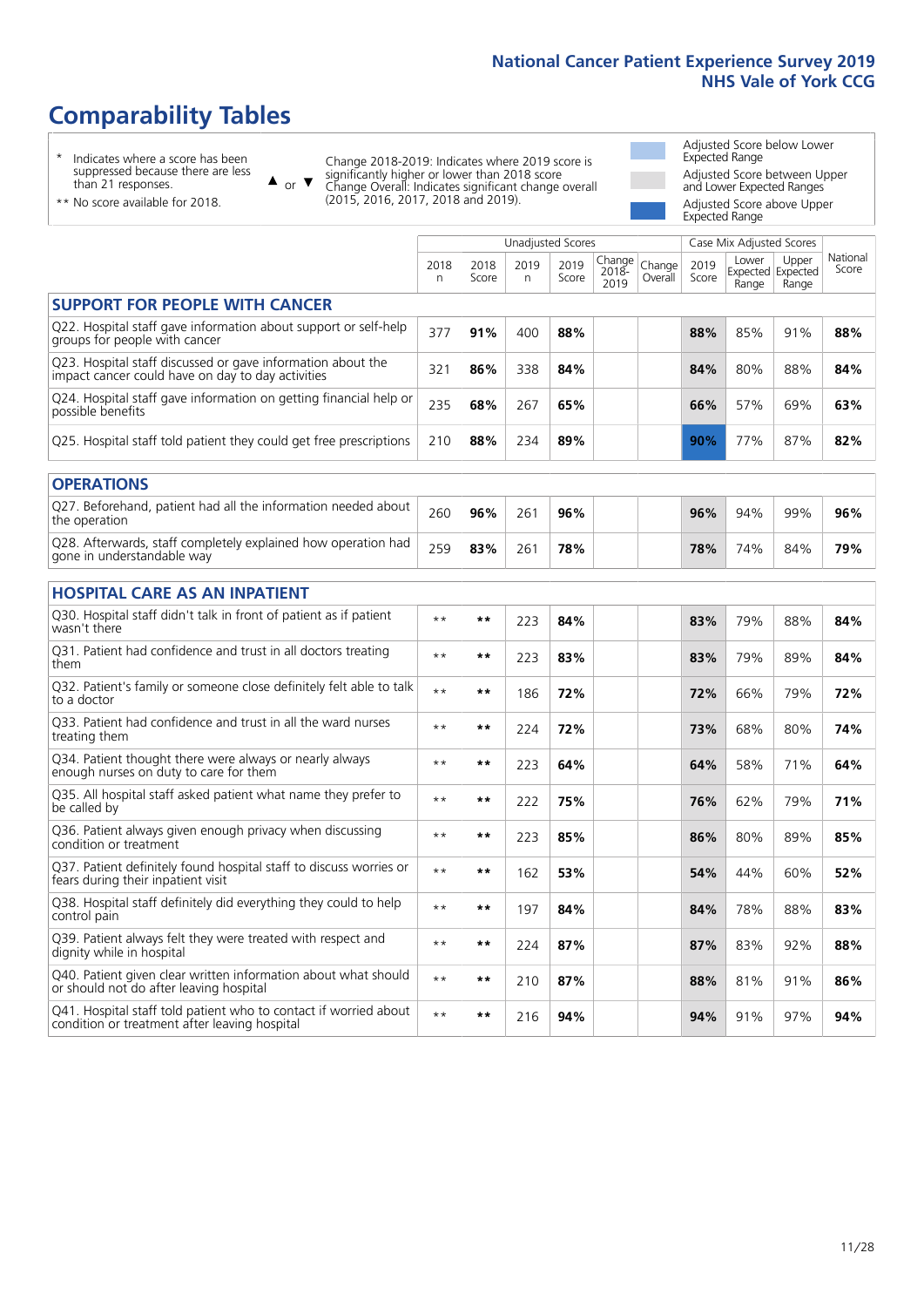# Comparability Tables

\* Indicates where a score has been suppressed because there are less than 21 responses.

\*\* No score available for 2018.

▲ or ▼ Change 2018-2019: Indicates where 2019 score is significantly higher or lower than 2018 score. Change Overall: Indicates significant change overall (2015, 2016, 2017, 2018 and 2019).

Adjusted Score below Lower Expected Range

Adjusted Score between Upper and Lower Expected Ranges

Adjusted Score above Upper Expected Range

| | Unadjusted Scores | | | | | | Case Mix Adjusted Scores | | | |
|---|---|---|---|---|---|---|---|---|---|---|
| | 2018 n | 2018 Score | 2019 n | 2019 Score | Change 2018-2019 | Change Overall | 2019 Score | Lower Expected Range | Upper Expected Range | National Score |
| **SUPPORT FOR PEOPLE WITH CANCER** | | | | | | | | | | |
| Q22. Hospital staff gave information about support or self-help groups for people with cancer | 377 | **91%** | 400 | **88%** | | | **88%** | 85% | 91% | **88%** |
| Q23. Hospital staff discussed or gave information about the impact cancer could have on day to day activities | 321 | **86%** | 338 | **84%** | | | **84%** | 80% | 88% | **84%** |
| Q24. Hospital staff gave information on getting financial help or possible benefits | 235 | **68%** | 267 | **65%** | | | **66%** | 57% | 69% | **63%** |
| Q25. Hospital staff told patient they could get free prescriptions | 210 | **88%** | 234 | **89%** | | | **90%** | 77% | 87% | **82%** |
| **OPERATIONS** | | | | | | | | | | |
| Q27. Beforehand, patient had all the information needed about the operation | 260 | **96%** | 261 | **96%** | | | **96%** | 94% | 99% | **96%** |
| Q28. Afterwards, staff completely explained how operation had gone in understandable way | 259 | **83%** | 261 | **78%** | | | **78%** | 74% | 84% | **79%** |
| **HOSPITAL CARE AS AN INPATIENT** | | | | | | | | | | |
| Q30. Hospital staff didn't talk in front of patient as if patient wasn't there | ** | ** | 223 | **84%** | | | **83%** | 79% | 88% | **84%** |
| Q31. Patient had confidence and trust in all doctors treating them | ** | ** | 223 | **83%** | | | **83%** | 79% | 89% | **84%** |
| Q32. Patient's family or someone close definitely felt able to talk to a doctor | ** | ** | 186 | **72%** | | | **72%** | 66% | 79% | **72%** |
| Q33. Patient had confidence and trust in all the ward nurses treating them | ** | ** | 224 | **72%** | | | **73%** | 68% | 80% | **74%** |
| Q34. Patient thought there were always or nearly always enough nurses on duty to care for them | ** | ** | 223 | **64%** | | | **64%** | 58% | 71% | **64%** |
| Q35. All hospital staff asked patient what name they prefer to be called by | ** | ** | 222 | **75%** | | | **76%** | 62% | 79% | **71%** |
| Q36. Patient always given enough privacy when discussing condition or treatment | ** | ** | 223 | **85%** | | | **86%** | 80% | 89% | **85%** |
| Q37. Patient definitely found hospital staff to discuss worries or fears during their inpatient visit | ** | ** | 162 | **53%** | | | **54%** | 44% | 60% | **52%** |
| Q38. Hospital staff definitely did everything they could to help control pain | ** | ** | 197 | **84%** | | | **84%** | 78% | 88% | **83%** |
| Q39. Patient always felt they were treated with respect and dignity while in hospital | ** | ** | 224 | **87%** | | | **87%** | 83% | 92% | **88%** |
| Q40. Patient given clear written information about what should or should not do after leaving hospital | ** | ** | 210 | **87%** | | | **88%** | 81% | 91% | **86%** |
| Q41. Hospital staff told patient who to contact if worried about condition or treatment after leaving hospital | ** | ** | 216 | **94%** | | | **94%** | 91% | 97% | **94%** |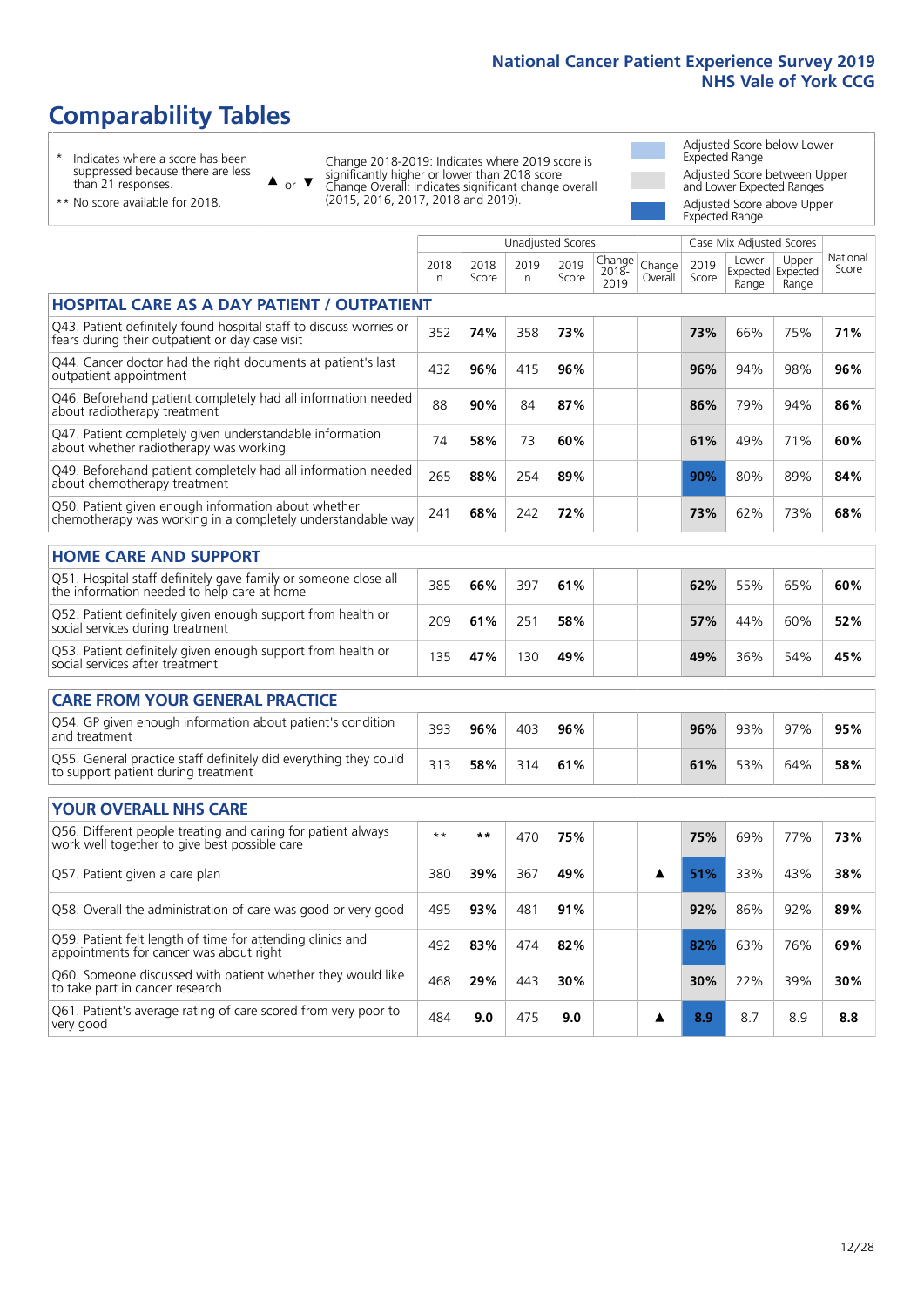# Comparability Tables

\* Indicates where a score has been suppressed because there are less than 21 responses.

\*\* No score available for 2018.

▲ or ▼ Change 2018-2019: Indicates where 2019 score is significantly higher or lower than 2018 score. Change Overall: Indicates significant change overall (2015, 2016, 2017, 2018 and 2019).

Adjusted Score below Lower Expected Range

Adjusted Score between Upper and Lower Expected Ranges

Adjusted Score above Upper Expected Range

| | Unadjusted Scores | | | | | | Case Mix Adjusted Scores | | | |
|---|---|---|---|---|---|---|---|---|---|---|
| | 2018 n | 2018 Score | 2019 n | 2019 Score | Change 2018-2019 | Change Overall | 2019 Score | Lower Expected Range | Upper Expected Range | National Score |
| **HOSPITAL CARE AS A DAY PATIENT / OUTPATIENT** | | | | | | | | | | |
| Q43. Patient definitely found hospital staff to discuss worries or fears during their outpatient or day case visit | 352 | **74%** | 358 | **73%** | | | **73%** | 66% | 75% | **71%** |
| Q44. Cancer doctor had the right documents at patient's last outpatient appointment | 432 | **96%** | 415 | **96%** | | | **96%** | 94% | 98% | **96%** |
| Q46. Beforehand patient completely had all information needed about radiotherapy treatment | 88 | **90%** | 84 | **87%** | | | **86%** | 79% | 94% | **86%** |
| Q47. Patient completely given understandable information about whether radiotherapy was working | 74 | **58%** | 73 | **60%** | | | **61%** | 49% | 71% | **60%** |
| Q49. Beforehand patient completely had all information needed about chemotherapy treatment | 265 | **88%** | 254 | **89%** | | | **90%** | 80% | 89% | **84%** |
| Q50. Patient given enough information about whether chemotherapy was working in a completely understandable way | 241 | **68%** | 242 | **72%** | | | **73%** | 62% | 73% | **68%** |
| **HOME CARE AND SUPPORT** | | | | | | | | | | |
| Q51. Hospital staff definitely gave family or someone close all the information needed to help care at home | 385 | **66%** | 397 | **61%** | | | **62%** | 55% | 65% | **60%** |
| Q52. Patient definitely given enough support from health or social services during treatment | 209 | **61%** | 251 | **58%** | | | **57%** | 44% | 60% | **52%** |
| Q53. Patient definitely given enough support from health or social services after treatment | 135 | **47%** | 130 | **49%** | | | **49%** | 36% | 54% | **45%** |
| **CARE FROM YOUR GENERAL PRACTICE** | | | | | | | | | | |
| Q54. GP given enough information about patient's condition and treatment | 393 | **96%** | 403 | **96%** | | | **96%** | 93% | 97% | **95%** |
| Q55. General practice staff definitely did everything they could to support patient during treatment | 313 | **58%** | 314 | **61%** | | | **61%** | 53% | 64% | **58%** |
| **YOUR OVERALL NHS CARE** | | | | | | | | | | |
| Q56. Different people treating and caring for patient always work well together to give best possible care | ** | ** | 470 | **75%** | | | **75%** | 69% | 77% | **73%** |
| Q57. Patient given a care plan | 380 | **39%** | 367 | **49%** | | ▲ | **51%** | 33% | 43% | **38%** |
| Q58. Overall the administration of care was good or very good | 495 | **93%** | 481 | **91%** | | | **92%** | 86% | 92% | **89%** |
| Q59. Patient felt length of time for attending clinics and appointments for cancer was about right | 492 | **83%** | 474 | **82%** | | | **82%** | 63% | 76% | **69%** |
| Q60. Someone discussed with patient whether they would like to take part in cancer research | 468 | **29%** | 443 | **30%** | | | **30%** | 22% | 39% | **30%** |
| Q61. Patient's average rating of care scored from very poor to very good | 484 | **9.0** | 475 | **9.0** | | ▲ | **8.9** | 8.7 | 8.9 | **8.8** |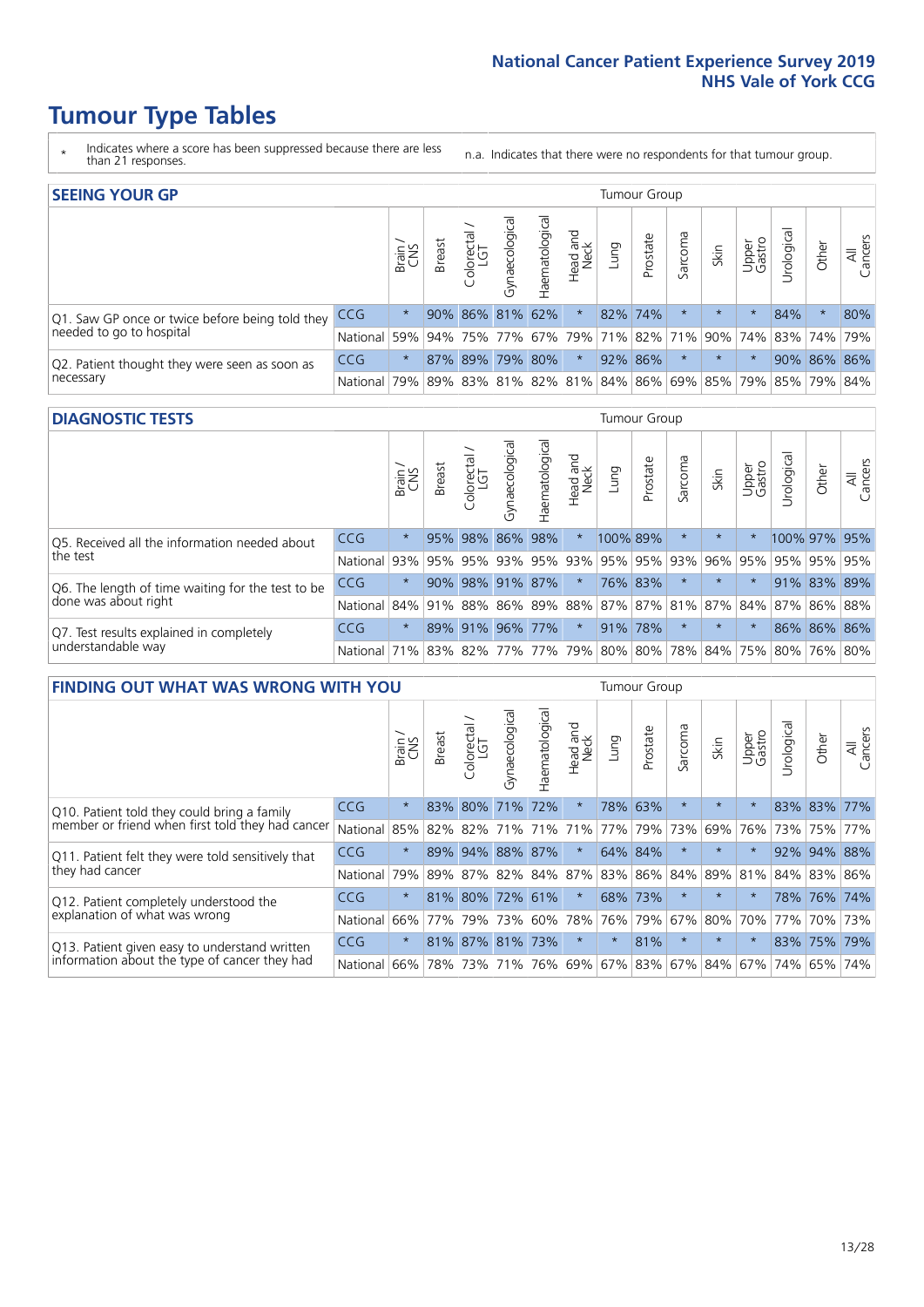# Tumour Type Tables

\* Indicates where a score has been suppressed because there are less than 21 responses.

n.a. Indicates that there were no respondents for that tumour group.

## SEEING YOUR GP

| | | Brain / CNS | Breast | Colorectal / LGT | Gynaecological | Haematological | Head and Neck | Lung | Prostate | Sarcoma | Skin | Upper Gastro | Urological | Other | All Cancers |
|---|---|---|---|---|---|---|---|---|---|---|---|---|---|---|---|
| Q1. Saw GP once or twice before being told they needed to go to hospital | CCG | * | 90% | 86% | 81% | 62% | * | 82% | 74% | * | * | * | 84% | * | 80% |
| | National | 59% | 94% | 75% | 77% | 67% | 79% | 71% | 82% | 71% | 90% | 74% | 83% | 74% | 79% |
| Q2. Patient thought they were seen as soon as necessary | CCG | * | 87% | 89% | 79% | 80% | * | 92% | 86% | * | * | * | 90% | 86% | 86% |
| | National | 79% | 89% | 83% | 81% | 82% | 81% | 84% | 86% | 69% | 85% | 79% | 85% | 79% | 84% |

## DIAGNOSTIC TESTS

| | | Brain / CNS | Breast | Colorectal / LGT | Gynaecological | Haematological | Head and Neck | Lung | Prostate | Sarcoma | Skin | Upper Gastro | Urological | Other | All Cancers |
|---|---|---|---|---|---|---|---|---|---|---|---|---|---|---|---|
| Q5. Received all the information needed about the test | CCG | * | 95% | 98% | 86% | 98% | * | 100% | 89% | * | * | * | 100% | 97% | 95% |
| | National | 93% | 95% | 95% | 93% | 95% | 93% | 95% | 95% | 93% | 96% | 95% | 95% | 95% | 95% |
| Q6. The length of time waiting for the test to be done was about right | CCG | * | 90% | 98% | 91% | 87% | * | 76% | 83% | * | * | * | 91% | 83% | 89% |
| | National | 84% | 91% | 88% | 86% | 89% | 88% | 87% | 87% | 81% | 87% | 84% | 87% | 86% | 88% |
| Q7. Test results explained in completely understandable way | CCG | * | 89% | 91% | 96% | 77% | * | 91% | 78% | * | * | * | 86% | 86% | 86% |
| | National | 71% | 83% | 82% | 77% | 77% | 79% | 80% | 80% | 78% | 84% | 75% | 80% | 76% | 80% |

## FINDING OUT WHAT WAS WRONG WITH YOU

| | | Brain / CNS | Breast | Colorectal / LGT | Gynaecological | Haematological | Head and Neck | Lung | Prostate | Sarcoma | Skin | Upper Gastro | Urological | Other | All Cancers |
|---|---|---|---|---|---|---|---|---|---|---|---|---|---|---|---|
| Q10. Patient told they could bring a family member or friend when first told they had cancer | CCG | * | 83% | 80% | 71% | 72% | * | 78% | 63% | * | * | * | 83% | 83% | 77% |
| | National | 85% | 82% | 82% | 71% | 71% | 71% | 77% | 79% | 73% | 69% | 76% | 73% | 75% | 77% |
| Q11. Patient felt they were told sensitively that they had cancer | CCG | * | 89% | 94% | 88% | 87% | * | 64% | 84% | * | * | * | 92% | 94% | 88% |
| | National | 79% | 89% | 87% | 82% | 84% | 87% | 83% | 86% | 84% | 89% | 81% | 84% | 83% | 86% |
| Q12. Patient completely understood the explanation of what was wrong | CCG | * | 81% | 80% | 72% | 61% | * | 68% | 73% | * | * | * | 78% | 76% | 74% |
| | National | 66% | 77% | 79% | 73% | 60% | 78% | 76% | 79% | 67% | 80% | 70% | 77% | 70% | 73% |
| Q13. Patient given easy to understand written information about the type of cancer they had | CCG | * | 81% | 87% | 81% | 73% | * | * | 81% | * | * | * | 83% | 75% | 79% |
| | National | 66% | 78% | 73% | 71% | 76% | 69% | 67% | 83% | 67% | 84% | 67% | 74% | 65% | 74% |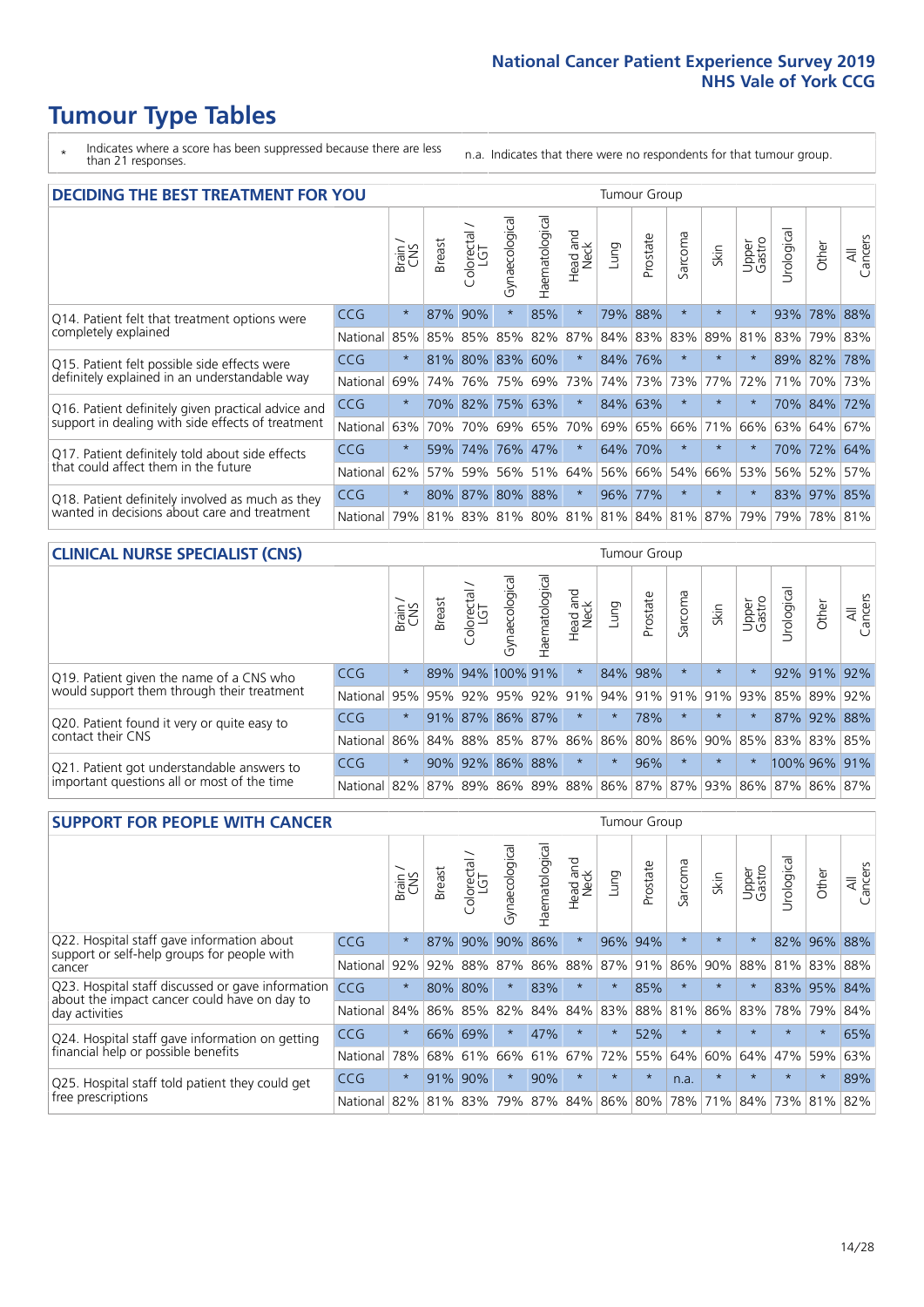# Tumour Type Tables

- \* Indicates where a score has been suppressed because there are less than 21 responses.
- n.a. Indicates that there were no respondents for that tumour group.

## DECIDING THE BEST TREATMENT FOR YOU

| | | Brain / CNS | Breast | Colorectal / LGT | Gynaecological | Haematological | Head and Neck | Lung | Prostate | Sarcoma | Skin | Upper Gastro | Urological | Other | All Cancers |
|---|---|---|---|---|---|---|---|---|---|---|---|---|---|---|---|
| Q14. Patient felt that treatment options were completely explained | CCG | * | 87% | 90% | * | 85% | * | 79% | 88% | * | * | * | 93% | 78% | 88% |
| | National | 85% | 85% | 85% | 85% | 82% | 87% | 84% | 83% | 83% | 89% | 81% | 83% | 79% | 83% |
| Q15. Patient felt possible side effects were definitely explained in an understandable way | CCG | * | 81% | 80% | 83% | 60% | * | 84% | 76% | * | * | * | 89% | 82% | 78% |
| | National | 69% | 74% | 76% | 75% | 69% | 73% | 74% | 73% | 73% | 77% | 72% | 71% | 70% | 73% |
| Q16. Patient definitely given practical advice and support in dealing with side effects of treatment | CCG | * | 70% | 82% | 75% | 63% | * | 84% | 63% | * | * | * | 70% | 84% | 72% |
| | National | 63% | 70% | 70% | 69% | 65% | 70% | 69% | 65% | 66% | 71% | 66% | 63% | 64% | 67% |
| Q17. Patient definitely told about side effects that could affect them in the future | CCG | * | 59% | 74% | 76% | 47% | * | 64% | 70% | * | * | * | 70% | 72% | 64% |
| | National | 62% | 57% | 59% | 56% | 51% | 64% | 56% | 66% | 54% | 66% | 53% | 56% | 52% | 57% |
| Q18. Patient definitely involved as much as they wanted in decisions about care and treatment | CCG | * | 80% | 87% | 80% | 88% | * | 96% | 77% | * | * | * | 83% | 97% | 85% |
| | National | 79% | 81% | 83% | 81% | 80% | 81% | 81% | 84% | 81% | 87% | 79% | 79% | 78% | 81% |

## CLINICAL NURSE SPECIALIST (CNS)

| | | Brain / CNS | Breast | Colorectal / LGT | Gynaecological | Haematological | Head and Neck | Lung | Prostate | Sarcoma | Skin | Upper Gastro | Urological | Other | All Cancers |
|---|---|---|---|---|---|---|---|---|---|---|---|---|---|---|---|
| Q19. Patient given the name of a CNS who would support them through their treatment | CCG | * | 89% | 94% | 100% | 91% | * | 84% | 98% | * | * | * | 92% | 91% | 92% |
| | National | 95% | 95% | 92% | 95% | 92% | 91% | 94% | 91% | 91% | 91% | 93% | 85% | 89% | 92% |
| Q20. Patient found it very or quite easy to contact their CNS | CCG | * | 91% | 87% | 86% | 87% | * | * | 78% | * | * | * | 87% | 92% | 88% |
| | National | 86% | 84% | 88% | 85% | 87% | 86% | 86% | 80% | 86% | 90% | 85% | 83% | 83% | 85% |
| Q21. Patient got understandable answers to important questions all or most of the time | CCG | * | 90% | 92% | 86% | 88% | * | * | 96% | * | * | * | 100% | 96% | 91% |
| | National | 82% | 87% | 89% | 86% | 89% | 88% | 86% | 87% | 87% | 93% | 86% | 87% | 86% | 87% |

## SUPPORT FOR PEOPLE WITH CANCER

| | | Brain / CNS | Breast | Colorectal / LGT | Gynaecological | Haematological | Head and Neck | Lung | Prostate | Sarcoma | Skin | Upper Gastro | Urological | Other | All Cancers |
|---|---|---|---|---|---|---|---|---|---|---|---|---|---|---|---|
| Q22. Hospital staff gave information about support or self-help groups for people with cancer | CCG | * | 87% | 90% | 90% | 86% | * | 96% | 94% | * | * | * | 82% | 96% | 88% |
| | National | 92% | 92% | 88% | 87% | 86% | 88% | 87% | 91% | 86% | 90% | 88% | 81% | 83% | 88% |
| Q23. Hospital staff discussed or gave information about the impact cancer could have on day to day activities | CCG | * | 80% | 80% | * | 83% | * | * | 85% | * | * | * | 83% | 95% | 84% |
| | National | 84% | 86% | 85% | 82% | 84% | 84% | 83% | 88% | 81% | 86% | 83% | 78% | 79% | 84% |
| Q24. Hospital staff gave information on getting financial help or possible benefits | CCG | * | 66% | 69% | * | 47% | * | * | 52% | * | * | * | * | * | 65% |
| | National | 78% | 68% | 61% | 66% | 61% | 67% | 72% | 55% | 64% | 60% | 64% | 47% | 59% | 63% |
| Q25. Hospital staff told patient they could get free prescriptions | CCG | * | 91% | 90% | * | 90% | * | * | * | n.a. | * | * | * | * | 89% |
| | National | 82% | 81% | 83% | 79% | 87% | 84% | 86% | 80% | 78% | 71% | 84% | 73% | 81% | 82% |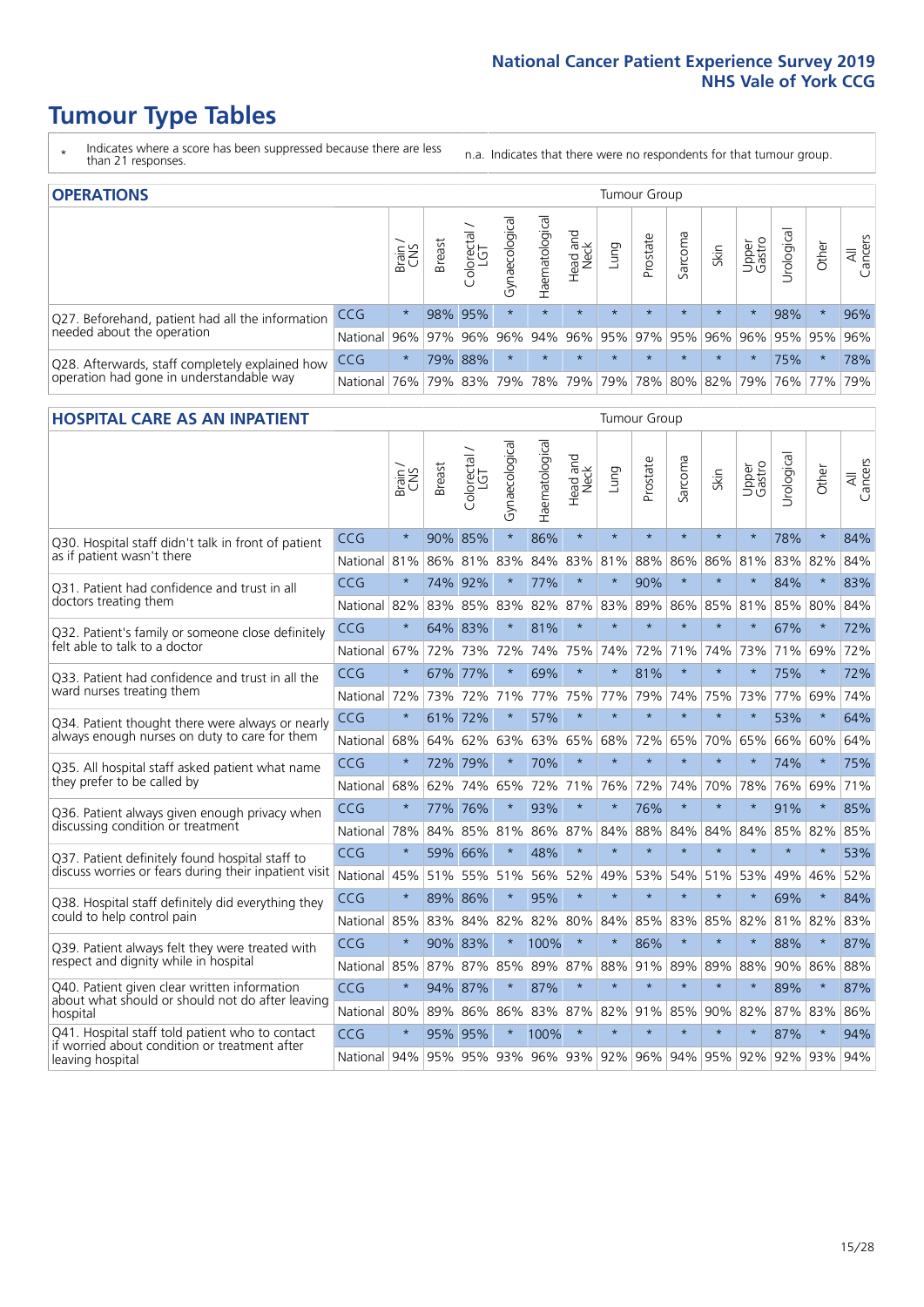# Tumour Type Tables

- \* Indicates where a score has been suppressed because there are less than 21 responses.

n.a. Indicates that there were no respondents for that tumour group.

## OPERATIONS

| | | Brain / CNS | Breast | Colorectal / LGT | Gynaecological | Haematological | Head and Neck | Lung | Prostate | Sarcoma | Skin | Upper Gastro | Urological | Other | All Cancers |
|---|---|---|---|---|---|---|---|---|---|---|---|---|---|---|---|
| Q27. Beforehand, patient had all the information needed about the operation | CCG | * | 98% | 95% | * | * | * | * | * | * | * | * | 98% | * | 96% |
| | National | 96% | 97% | 96% | 96% | 94% | 96% | 95% | 97% | 95% | 96% | 96% | 95% | 95% | 96% |
| Q28. Afterwards, staff completely explained how operation had gone in understandable way | CCG | * | 79% | 88% | * | * | * | * | * | * | * | * | 75% | * | 78% |
| | National | 76% | 79% | 83% | 79% | 78% | 79% | 79% | 78% | 80% | 82% | 79% | 76% | 77% | 79% |

## HOSPITAL CARE AS AN INPATIENT

| | | Brain / CNS | Breast | Colorectal / LGT | Gynaecological | Haematological | Head and Neck | Lung | Prostate | Sarcoma | Skin | Upper Gastro | Urological | Other | All Cancers |
|---|---|---|---|---|---|---|---|---|---|---|---|---|---|---|---|
| Q30. Hospital staff didn't talk in front of patient as if patient wasn't there | CCG | * | 90% | 85% | * | 86% | * | * | * | * | * | * | 78% | * | 84% |
| | National | 81% | 86% | 81% | 83% | 84% | 83% | 81% | 88% | 86% | 86% | 81% | 83% | 82% | 84% |
| Q31. Patient had confidence and trust in all doctors treating them | CCG | * | 74% | 92% | * | 77% | * | * | 90% | * | * | * | 84% | * | 83% |
| | National | 82% | 83% | 85% | 83% | 82% | 87% | 83% | 89% | 86% | 85% | 81% | 85% | 80% | 84% |
| Q32. Patient's family or someone close definitely felt able to talk to a doctor | CCG | * | 64% | 83% | * | 81% | * | * | * | * | * | * | 67% | * | 72% |
| | National | 67% | 72% | 73% | 72% | 74% | 75% | 74% | 72% | 71% | 74% | 73% | 71% | 69% | 72% |
| Q33. Patient had confidence and trust in all the ward nurses treating them | CCG | * | 67% | 77% | * | 69% | * | * | 81% | * | * | * | 75% | * | 72% |
| | National | 72% | 73% | 72% | 71% | 77% | 75% | 77% | 79% | 74% | 75% | 73% | 77% | 69% | 74% |
| Q34. Patient thought there were always or nearly always enough nurses on duty to care for them | CCG | * | 61% | 72% | * | 57% | * | * | * | * | * | * | 53% | * | 64% |
| | National | 68% | 64% | 62% | 63% | 63% | 65% | 68% | 72% | 65% | 70% | 65% | 66% | 60% | 64% |
| Q35. All hospital staff asked patient what name they prefer to be called by | CCG | * | 72% | 79% | * | 70% | * | * | * | * | * | * | 74% | * | 75% |
| | National | 68% | 62% | 74% | 65% | 72% | 71% | 76% | 72% | 74% | 70% | 78% | 76% | 69% | 71% |
| Q36. Patient always given enough privacy when discussing condition or treatment | CCG | * | 77% | 76% | * | 93% | * | * | 76% | * | * | * | 91% | * | 85% |
| | National | 78% | 84% | 85% | 81% | 86% | 87% | 84% | 88% | 84% | 84% | 84% | 85% | 82% | 85% |
| Q37. Patient definitely found hospital staff to discuss worries or fears during their inpatient visit | CCG | * | 59% | 66% | * | 48% | * | * | * | * | * | * | * | * | 53% |
| | National | 45% | 51% | 55% | 51% | 56% | 52% | 49% | 53% | 54% | 51% | 53% | 49% | 46% | 52% |
| Q38. Hospital staff definitely did everything they could to help control pain | CCG | * | 89% | 86% | * | 95% | * | * | * | * | * | * | 69% | * | 84% |
| | National | 85% | 83% | 84% | 82% | 82% | 80% | 84% | 85% | 83% | 85% | 82% | 81% | 82% | 83% |
| Q39. Patient always felt they were treated with respect and dignity while in hospital | CCG | * | 90% | 83% | * | 100% | * | * | 86% | * | * | * | 88% | * | 87% |
| | National | 85% | 87% | 87% | 85% | 89% | 87% | 88% | 91% | 89% | 89% | 88% | 90% | 86% | 88% |
| Q40. Patient given clear written information about what should or should not do after leaving hospital | CCG | * | 94% | 87% | * | 87% | * | * | * | * | * | * | 89% | * | 87% |
| | National | 80% | 89% | 86% | 86% | 83% | 87% | 82% | 91% | 85% | 90% | 82% | 87% | 83% | 86% |
| Q41. Hospital staff told patient who to contact if worried about condition or treatment after leaving hospital | CCG | * | 95% | 95% | * | 100% | * | * | * | * | * | * | 87% | * | 94% |
| | National | 94% | 95% | 95% | 93% | 96% | 93% | 92% | 96% | 94% | 95% | 92% | 92% | 93% | 94% |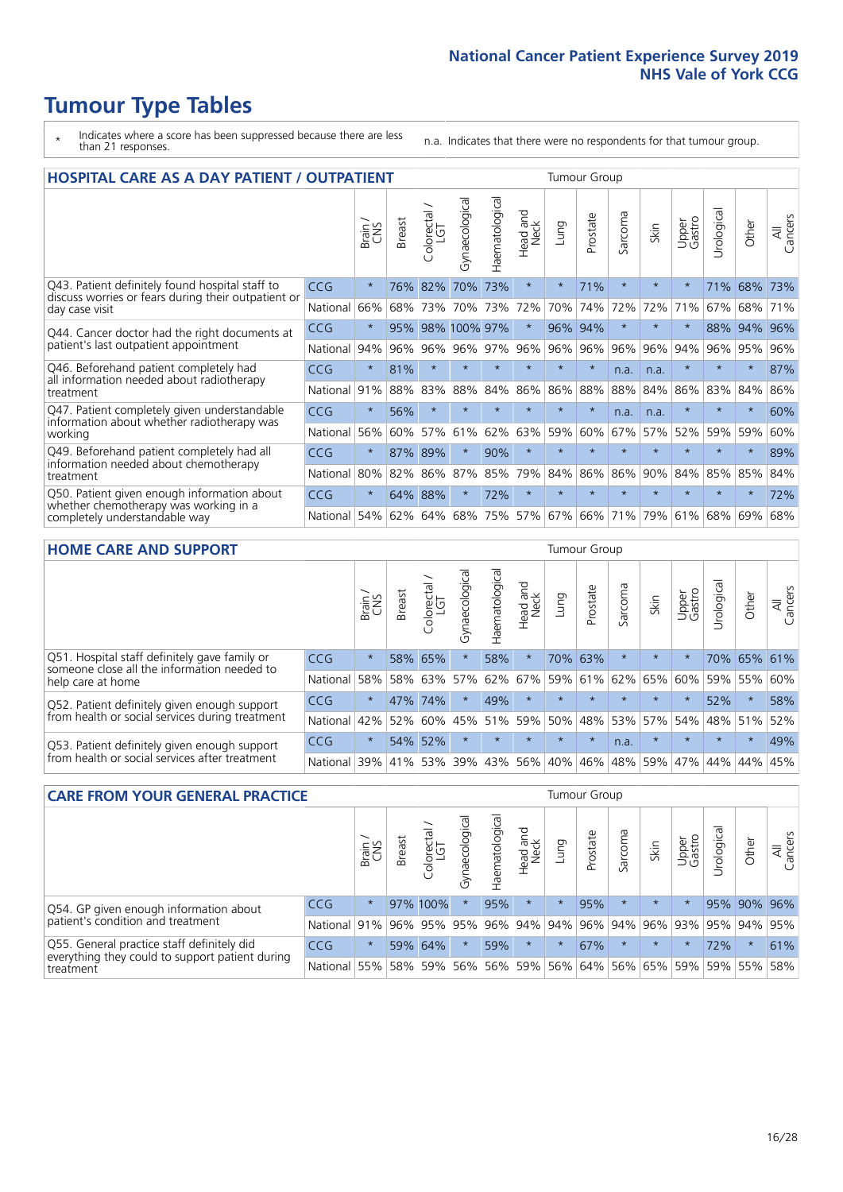# Tumour Type Tables

\* Indicates where a score has been suppressed because there are less than 21 responses.

n.a. Indicates that there were no respondents for that tumour group.

## HOSPITAL CARE AS A DAY PATIENT / OUTPATIENT

| | | Brain / CNS | Breast | Colorectal / LGT | Gynaecological | Haematological | Head and Neck | Lung | Prostate | Sarcoma | Skin | Upper Gastro | Urological | Other | All Cancers |
|---|---|---|---|---|---|---|---|---|---|---|---|---|---|---|---|
| Q43. Patient definitely found hospital staff to discuss worries or fears during their outpatient or day case visit | CCG | * | 76% | 82% | 70% | 73% | * | * | 71% | * | * | * | 71% | 68% | 73% |
| | National | 66% | 68% | 73% | 70% | 73% | 72% | 70% | 74% | 72% | 72% | 71% | 67% | 68% | 71% |
| Q44. Cancer doctor had the right documents at patient's last outpatient appointment | CCG | * | 95% | 98% | 100% | 97% | * | 96% | 94% | * | * | * | 88% | 94% | 96% |
| | National | 94% | 96% | 96% | 96% | 97% | 96% | 96% | 96% | 96% | 96% | 94% | 96% | 95% | 96% |
| Q46. Beforehand patient completely had all information needed about radiotherapy treatment | CCG | * | 81% | * | * | * | * | * | * | n.a. | n.a. | * | * | * | 87% |
| | National | 91% | 88% | 83% | 88% | 84% | 86% | 86% | 88% | 88% | 84% | 86% | 83% | 84% | 86% |
| Q47. Patient completely given understandable information about whether radiotherapy was working | CCG | * | 56% | * | * | * | * | * | * | n.a. | n.a. | * | * | * | 60% |
| | National | 56% | 60% | 57% | 61% | 62% | 63% | 59% | 60% | 67% | 57% | 52% | 59% | 59% | 60% |
| Q49. Beforehand patient completely had all information needed about chemotherapy treatment | CCG | * | 87% | 89% | * | 90% | * | * | * | * | * | * | * | * | 89% |
| | National | 80% | 82% | 86% | 87% | 85% | 79% | 84% | 86% | 86% | 90% | 84% | 85% | 85% | 84% |
| Q50. Patient given enough information about whether chemotherapy was working in a completely understandable way | CCG | * | 64% | 88% | * | 72% | * | * | * | * | * | * | * | * | 72% |
| | National | 54% | 62% | 64% | 68% | 75% | 57% | 67% | 66% | 71% | 79% | 61% | 68% | 69% | 68% |

## HOME CARE AND SUPPORT

| | | Brain / CNS | Breast | Colorectal / LGT | Gynaecological | Haematological | Head and Neck | Lung | Prostate | Sarcoma | Skin | Upper Gastro | Urological | Other | All Cancers |
|---|---|---|---|---|---|---|---|---|---|---|---|---|---|---|---|
| Q51. Hospital staff definitely gave family or someone close all the information needed to help care at home | CCG | * | 58% | 65% | * | 58% | * | 70% | 63% | * | * | * | 70% | 65% | 61% |
| | National | 58% | 58% | 63% | 57% | 62% | 67% | 59% | 61% | 62% | 65% | 60% | 59% | 55% | 60% |
| Q52. Patient definitely given enough support from health or social services during treatment | CCG | * | 47% | 74% | * | 49% | * | * | * | * | * | * | 52% | * | 58% |
| | National | 42% | 52% | 60% | 45% | 51% | 59% | 50% | 48% | 53% | 57% | 54% | 48% | 51% | 52% |
| Q53. Patient definitely given enough support from health or social services after treatment | CCG | * | 54% | 52% | * | * | * | * | * | n.a. | * | * | * | * | 49% |
| | National | 39% | 41% | 53% | 39% | 43% | 56% | 40% | 46% | 48% | 59% | 47% | 44% | 44% | 45% |

## CARE FROM YOUR GENERAL PRACTICE

| | | Brain / CNS | Breast | Colorectal / LGT | Gynaecological | Haematological | Head and Neck | Lung | Prostate | Sarcoma | Skin | Upper Gastro | Urological | Other | All Cancers |
|---|---|---|---|---|---|---|---|---|---|---|---|---|---|---|---|
| Q54. GP given enough information about patient's condition and treatment | CCG | * | 97% | 100% | * | 95% | * | * | 95% | * | * | * | 95% | 90% | 96% |
| | National | 91% | 96% | 95% | 95% | 96% | 94% | 94% | 96% | 94% | 96% | 93% | 95% | 94% | 95% |
| Q55. General practice staff definitely did everything they could to support patient during treatment | CCG | * | 59% | 64% | * | 59% | * | * | 67% | * | * | * | 72% | * | 61% |
| | National | 55% | 58% | 59% | 56% | 56% | 59% | 56% | 64% | 56% | 65% | 59% | 59% | 55% | 58% |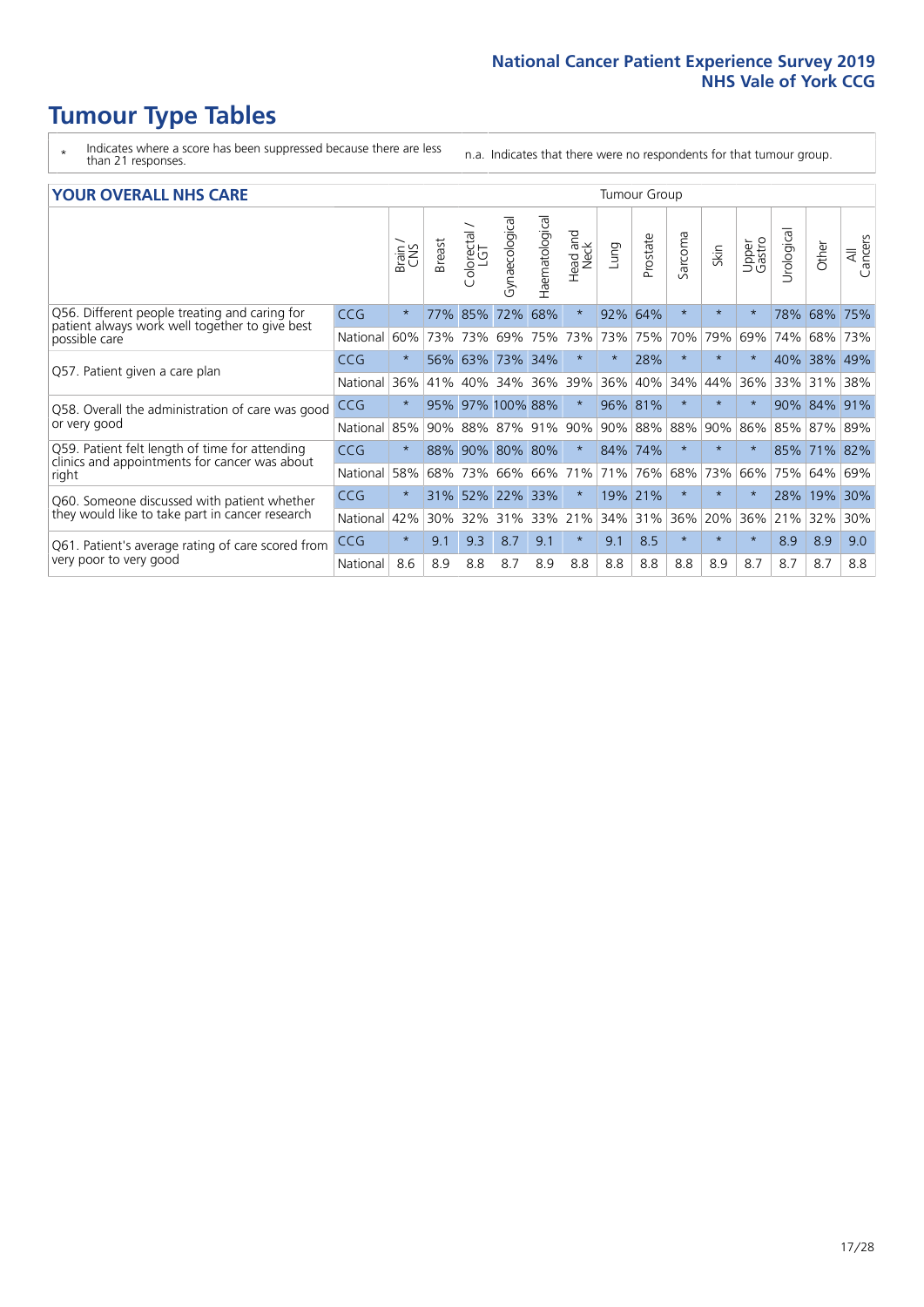# Tumour Type Tables

- \* Indicates where a score has been suppressed because there are less than 21 responses.
- n.a. Indicates that there were no respondents for that tumour group.

## YOUR OVERALL NHS CARE

| | | Brain / CNS | Breast | Colorectal / LGT | Gynaecological | Haematological | Head and Neck | Lung | Prostate | Sarcoma | Skin | Upper Gastro | Urological | Other | All Cancers |
|---|---|---|---|---|---|---|---|---|---|---|---|---|---|---|---|
| Q56. Different people treating and caring for patient always work well together to give best possible care | CCG | * | 77% | 85% | 72% | 68% | * | 92% | 64% | * | * | * | 78% | 68% | 75% |
| | National | 60% | 73% | 73% | 69% | 75% | 73% | 73% | 75% | 70% | 79% | 69% | 74% | 68% | 73% |
| Q57. Patient given a care plan | CCG | * | 56% | 63% | 73% | 34% | * | * | 28% | * | * | * | 40% | 38% | 49% |
| | National | 36% | 41% | 40% | 34% | 36% | 39% | 36% | 40% | 34% | 44% | 36% | 33% | 31% | 38% |
| Q58. Overall the administration of care was good or very good | CCG | * | 95% | 97% | 100% | 88% | * | 96% | 81% | * | * | * | 90% | 84% | 91% |
| | National | 85% | 90% | 88% | 87% | 91% | 90% | 90% | 88% | 88% | 90% | 86% | 85% | 87% | 89% |
| Q59. Patient felt length of time for attending clinics and appointments for cancer was about right | CCG | * | 88% | 90% | 80% | 80% | * | 84% | 74% | * | * | * | 85% | 71% | 82% |
| | National | 58% | 68% | 73% | 66% | 66% | 71% | 71% | 76% | 68% | 73% | 66% | 75% | 64% | 69% |
| Q60. Someone discussed with patient whether they would like to take part in cancer research | CCG | * | 31% | 52% | 22% | 33% | * | 19% | 21% | * | * | * | 28% | 19% | 30% |
| | National | 42% | 30% | 32% | 31% | 33% | 21% | 34% | 31% | 36% | 20% | 36% | 21% | 32% | 30% |
| Q61. Patient's average rating of care scored from very poor to very good | CCG | * | 9.1 | 9.3 | 8.7 | 9.1 | * | 9.1 | 8.5 | * | * | * | 8.9 | 8.9 | 9.0 |
| | National | 8.6 | 8.9 | 8.8 | 8.7 | 8.9 | 8.8 | 8.8 | 8.8 | 8.8 | 8.9 | 8.7 | 8.7 | 8.7 | 8.8 |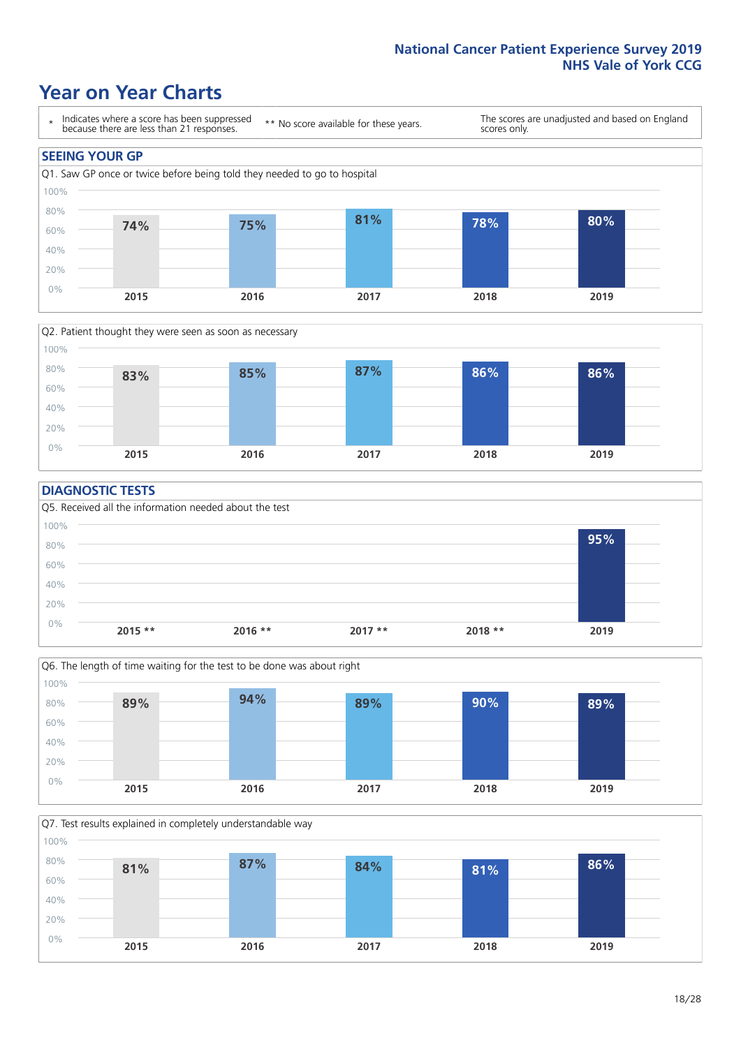# Year on Year Charts

\* Indicates where a score has been suppressed because there are less than 21 responses.

** No score available for these years.

The scores are unadjusted and based on England scores only.

## SEEING YOUR GP

Q1. Saw GP once or twice before being told they needed to go to hospital

| 2015 | 2016 | 2017 | 2018 | 2019 |
|---|---|---|---|---|
| 74% | 75% | 81% | 78% | 80% |

Q2. Patient thought they were seen as soon as necessary

| 2015 | 2016 | 2017 | 2018 | 2019 |
|---|---|---|---|---|
| 83% | 85% | 87% | 86% | 86% |

## DIAGNOSTIC TESTS

Q5. Received all the information needed about the test

| 2015 ** | 2016 ** | 2017 ** | 2018 ** | 2019 |
|---|---|---|---|---|
| | | | | 95% |

Q6. The length of time waiting for the test to be done was about right

| 2015 | 2016 | 2017 | 2018 | 2019 |
|---|---|---|---|---|
| 89% | 94% | 89% | 90% | 89% |

Q7. Test results explained in completely understandable way

| 2015 | 2016 | 2017 | 2018 | 2019 |
|---|---|---|---|---|
| 81% | 87% | 84% | 81% | 86% |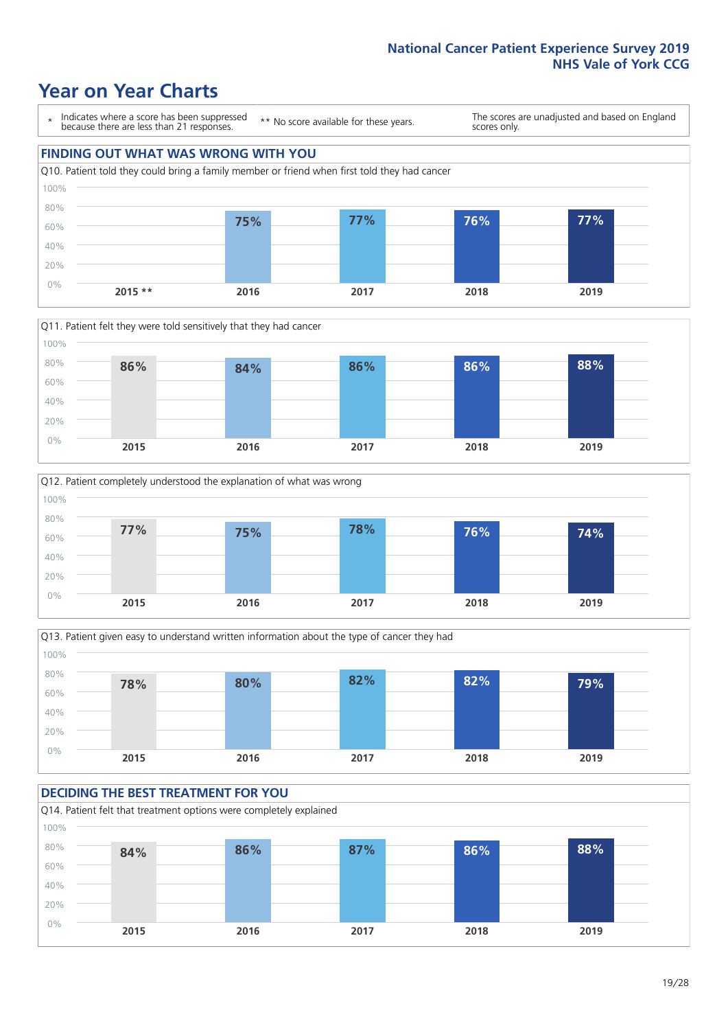# Year on Year Charts

\* Indicates where a score has been suppressed because there are less than 21 responses.

** No score available for these years.

The scores are unadjusted and based on England scores only.

## FINDING OUT WHAT WAS WRONG WITH YOU

Q10. Patient told they could bring a family member or friend when first told they had cancer

| 2015 ** | 2016 | 2017 | 2018 | 2019 |
|---|---|---|---|---|
| | 75% | 77% | 76% | 77% |

Q11. Patient felt they were told sensitively that they had cancer

| 2015 | 2016 | 2017 | 2018 | 2019 |
|---|---|---|---|---|
| 86% | 84% | 86% | 86% | 88% |

Q12. Patient completely understood the explanation of what was wrong

| 2015 | 2016 | 2017 | 2018 | 2019 |
|---|---|---|---|---|
| 77% | 75% | 78% | 76% | 74% |

Q13. Patient given easy to understand written information about the type of cancer they had

| 2015 | 2016 | 2017 | 2018 | 2019 |
|---|---|---|---|---|
| 78% | 80% | 82% | 82% | 79% |

## DECIDING THE BEST TREATMENT FOR YOU

Q14. Patient felt that treatment options were completely explained

| 2015 | 2016 | 2017 | 2018 | 2019 |
|---|---|---|---|---|
| 84% | 86% | 87% | 86% | 88% |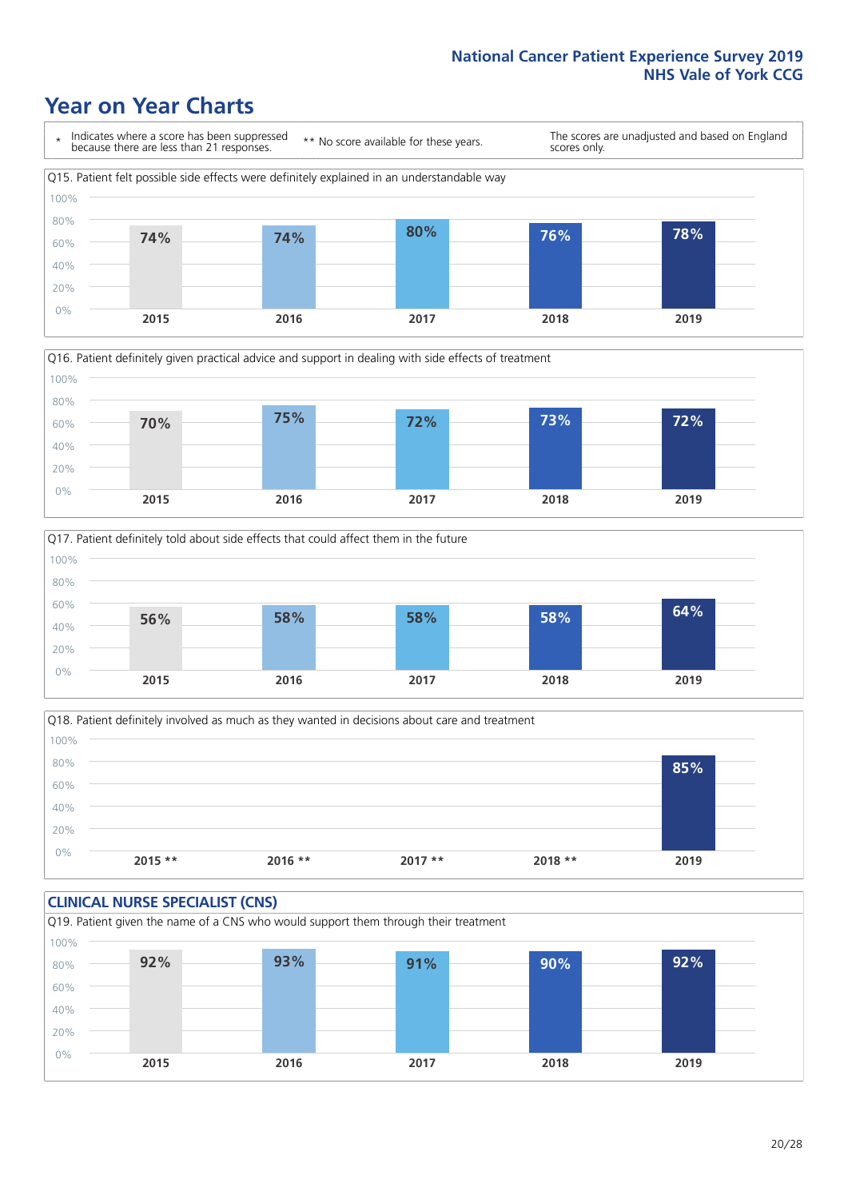# Year on Year Charts

\* Indicates where a score has been suppressed because there are less than 21 responses.

** No score available for these years.

The scores are unadjusted and based on England scores only.

Q15. Patient felt possible side effects were definitely explained in an understandable way

| 2015 | 2016 | 2017 | 2018 | 2019 |
|---|---|---|---|---|
| 74% | 74% | 80% | 76% | 78% |

Q16. Patient definitely given practical advice and support in dealing with side effects of treatment

| 2015 | 2016 | 2017 | 2018 | 2019 |
|---|---|---|---|---|
| 70% | 75% | 72% | 73% | 72% |

Q17. Patient definitely told about side effects that could affect them in the future

| 2015 | 2016 | 2017 | 2018 | 2019 |
|---|---|---|---|---|
| 56% | 58% | 58% | 58% | 64% |

Q18. Patient definitely involved as much as they wanted in decisions about care and treatment

| 2015 ** | 2016 ** | 2017 ** | 2018 ** | 2019 |
|---|---|---|---|---|
| | | | | 85% |

## CLINICAL NURSE SPECIALIST (CNS)

Q19. Patient given the name of a CNS who would support them through their treatment

| 2015 | 2016 | 2017 | 2018 | 2019 |
|---|---|---|---|---|
| 92% | 93% | 91% | 90% | 92% |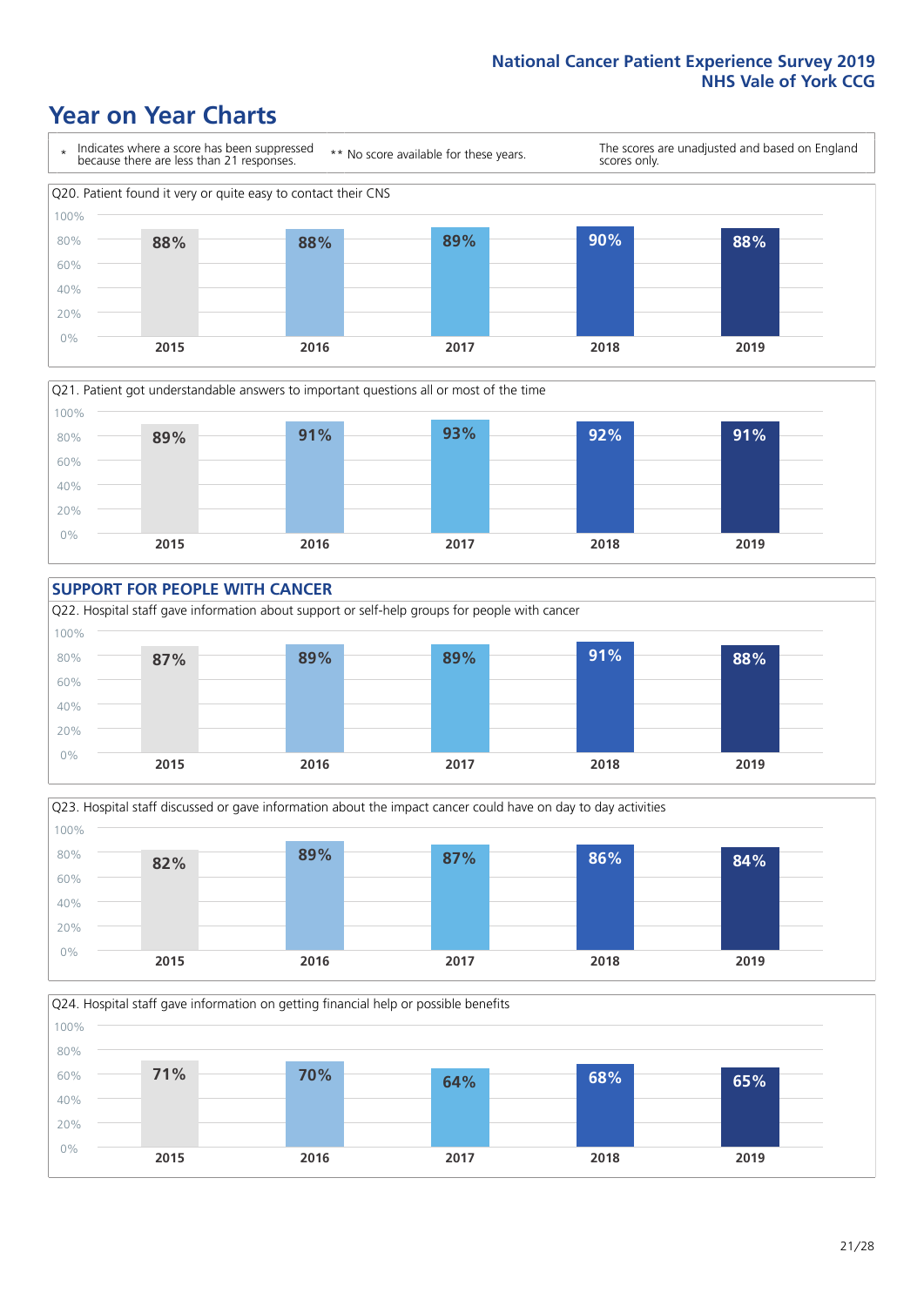# Year on Year Charts

\* Indicates where a score has been suppressed because there are less than 21 responses.

\*\* No score available for these years.

The scores are unadjusted and based on England scores only.

Q20. Patient found it very or quite easy to contact their CNS

| 2015 | 2016 | 2017 | 2018 | 2019 |
|---|---|---|---|---|
| 88% | 88% | 89% | 90% | 88% |

Q21. Patient got understandable answers to important questions all or most of the time

| 2015 | 2016 | 2017 | 2018 | 2019 |
|---|---|---|---|---|
| 89% | 91% | 93% | 92% | 91% |

## SUPPORT FOR PEOPLE WITH CANCER

Q22. Hospital staff gave information about support or self-help groups for people with cancer

| 2015 | 2016 | 2017 | 2018 | 2019 |
|---|---|---|---|---|
| 87% | 89% | 89% | 91% | 88% |

Q23. Hospital staff discussed or gave information about the impact cancer could have on day to day activities

| 2015 | 2016 | 2017 | 2018 | 2019 |
|---|---|---|---|---|
| 82% | 89% | 87% | 86% | 84% |

Q24. Hospital staff gave information on getting financial help or possible benefits

| 2015 | 2016 | 2017 | 2018 | 2019 |
|---|---|---|---|---|
| 71% | 70% | 64% | 68% | 65% |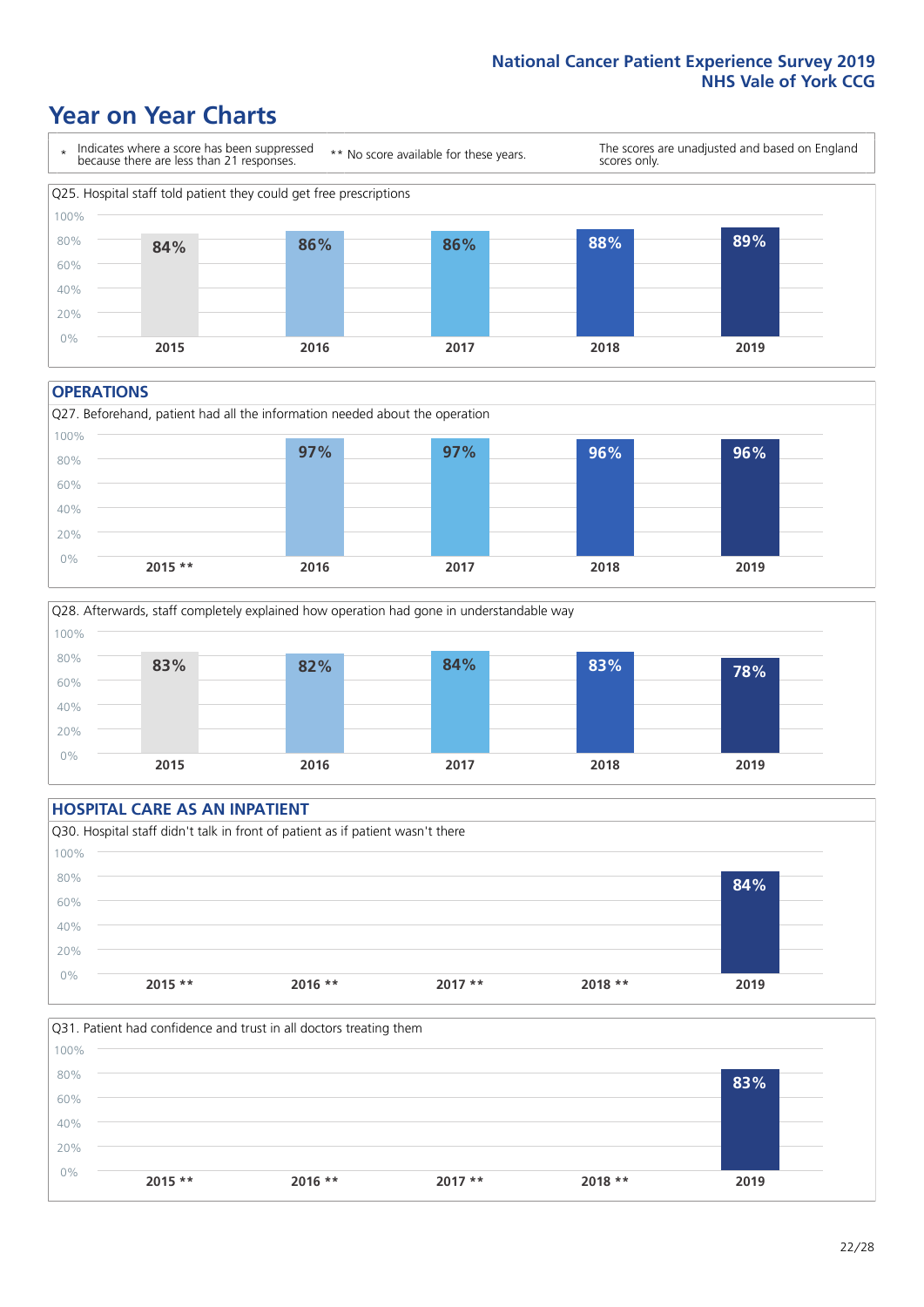# Year on Year Charts

\* Indicates where a score has been suppressed because there are less than 21 responses.

\*\* No score available for these years.

The scores are unadjusted and based on England scores only.

Q25. Hospital staff told patient they could get free prescriptions

| 2015 | 2016 | 2017 | 2018 | 2019 |
|---|---|---|---|---|
| 84% | 86% | 86% | 88% | 89% |

## OPERATIONS

Q27. Beforehand, patient had all the information needed about the operation

| 2015 ** | 2016 | 2017 | 2018 | 2019 |
|---|---|---|---|---|
| | 97% | 97% | 96% | 96% |

Q28. Afterwards, staff completely explained how operation had gone in understandable way

| 2015 | 2016 | 2017 | 2018 | 2019 |
|---|---|---|---|---|
| 83% | 82% | 84% | 83% | 78% |

## HOSPITAL CARE AS AN INPATIENT

Q30. Hospital staff didn't talk in front of patient as if patient wasn't there

| 2015 ** | 2016 ** | 2017 ** | 2018 ** | 2019 |
|---|---|---|---|---|
| | | | | 84% |

Q31. Patient had confidence and trust in all doctors treating them

| 2015 ** | 2016 ** | 2017 ** | 2018 ** | 2019 |
|---|---|---|---|---|
| | | | | 83% |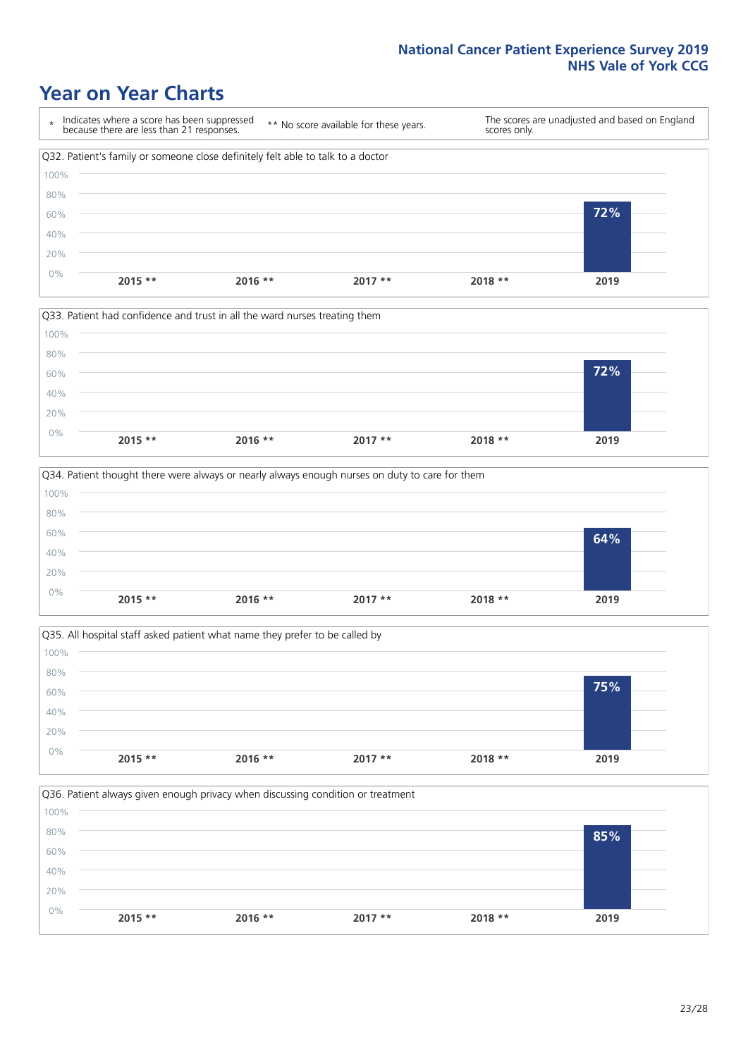# Year on Year Charts

\* Indicates where a score has been suppressed because there are less than 21 responses.

\*\* No score available for these years.

The scores are unadjusted and based on England scores only.

Q32. Patient's family or someone close definitely felt able to talk to a doctor

| 2015 ** | 2016 ** | 2017 ** | 2018 ** | 2019 |
|---|---|---|---|---|
| | | | | 72% |

Q33. Patient had confidence and trust in all the ward nurses treating them

| 2015 ** | 2016 ** | 2017 ** | 2018 ** | 2019 |
|---|---|---|---|---|
| | | | | 72% |

Q34. Patient thought there were always or nearly always enough nurses on duty to care for them

| 2015 ** | 2016 ** | 2017 ** | 2018 ** | 2019 |
|---|---|---|---|---|
| | | | | 64% |

Q35. All hospital staff asked patient what name they prefer to be called by

| 2015 ** | 2016 ** | 2017 ** | 2018 ** | 2019 |
|---|---|---|---|---|
| | | | | 75% |

Q36. Patient always given enough privacy when discussing condition or treatment

| 2015 ** | 2016 ** | 2017 ** | 2018 ** | 2019 |
|---|---|---|---|---|
| | | | | 85% |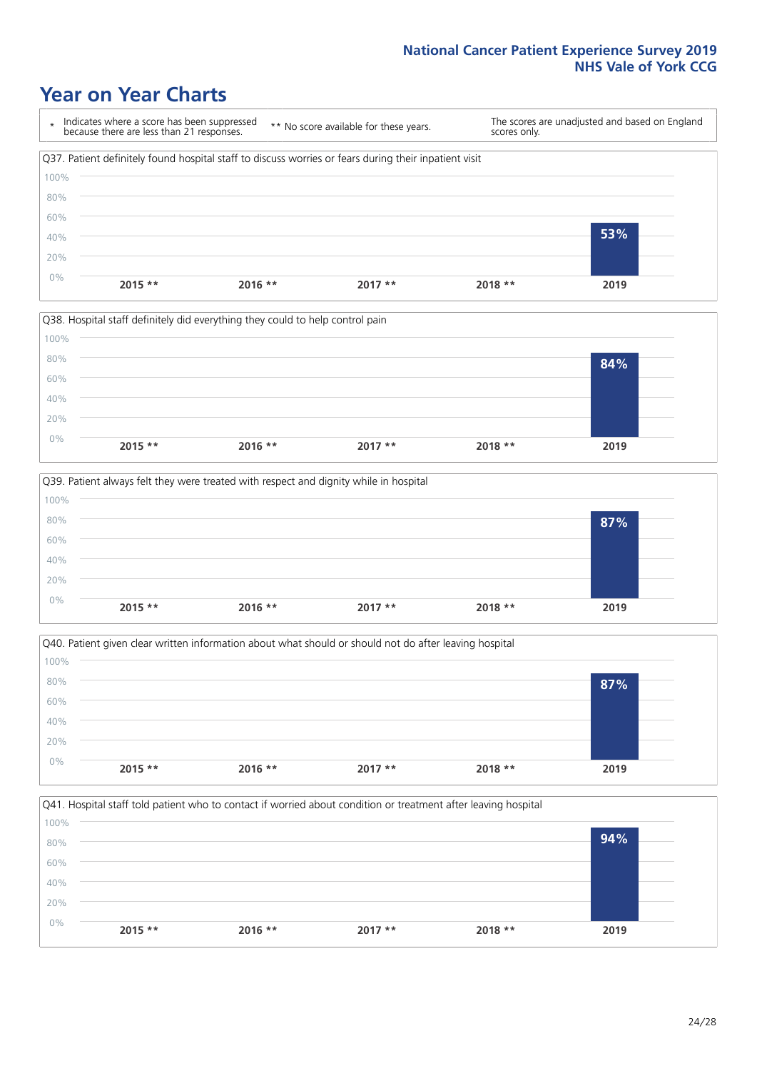# Year on Year Charts

\* Indicates where a score has been suppressed because there are less than 21 responses.

** No score available for these years.

The scores are unadjusted and based on England scores only.

Q37. Patient definitely found hospital staff to discuss worries or fears during their inpatient visit

| 2015 ** | 2016 ** | 2017 ** | 2018 ** | 2019 |
|---|---|---|---|---|
| | | | | 53% |

Q38. Hospital staff definitely did everything they could to help control pain

| 2015 ** | 2016 ** | 2017 ** | 2018 ** | 2019 |
|---|---|---|---|---|
| | | | | 84% |

Q39. Patient always felt they were treated with respect and dignity while in hospital

| 2015 ** | 2016 ** | 2017 ** | 2018 ** | 2019 |
|---|---|---|---|---|
| | | | | 87% |

Q40. Patient given clear written information about what should or should not do after leaving hospital

| 2015 ** | 2016 ** | 2017 ** | 2018 ** | 2019 |
|---|---|---|---|---|
| | | | | 87% |

Q41. Hospital staff told patient who to contact if worried about condition or treatment after leaving hospital

| 2015 ** | 2016 ** | 2017 ** | 2018 ** | 2019 |
|---|---|---|---|---|
| | | | | 94% |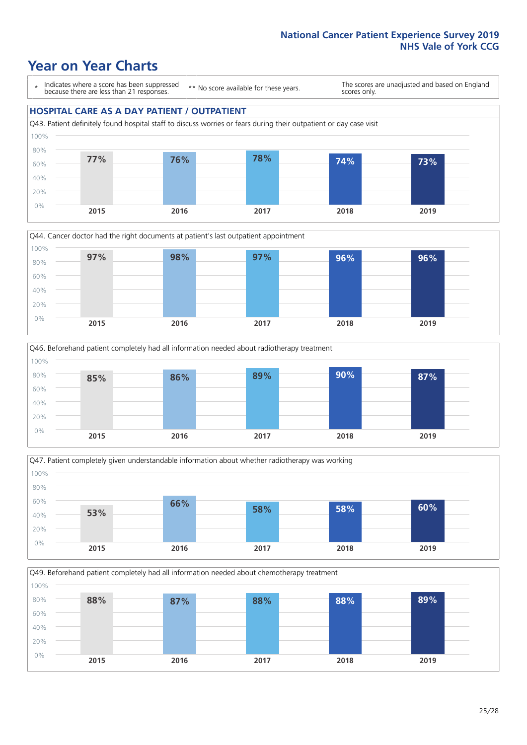# Year on Year Charts

\* Indicates where a score has been suppressed because there are less than 21 responses.

** No score available for these years.

The scores are unadjusted and based on England scores only.

## HOSPITAL CARE AS A DAY PATIENT / OUTPATIENT

Q43. Patient definitely found hospital staff to discuss worries or fears during their outpatient or day case visit

| 2015 | 2016 | 2017 | 2018 | 2019 |
|---|---|---|---|---|
| 77% | 76% | 78% | 74% | 73% |

Q44. Cancer doctor had the right documents at patient's last outpatient appointment

| 2015 | 2016 | 2017 | 2018 | 2019 |
|---|---|---|---|---|
| 97% | 98% | 97% | 96% | 96% |

Q46. Beforehand patient completely had all information needed about radiotherapy treatment

| 2015 | 2016 | 2017 | 2018 | 2019 |
|---|---|---|---|---|
| 85% | 86% | 89% | 90% | 87% |

Q47. Patient completely given understandable information about whether radiotherapy was working

| 2015 | 2016 | 2017 | 2018 | 2019 |
|---|---|---|---|---|
| 53% | 66% | 58% | 58% | 60% |

Q49. Beforehand patient completely had all information needed about chemotherapy treatment

| 2015 | 2016 | 2017 | 2018 | 2019 |
|---|---|---|---|---|
| 88% | 87% | 88% | 88% | 89% |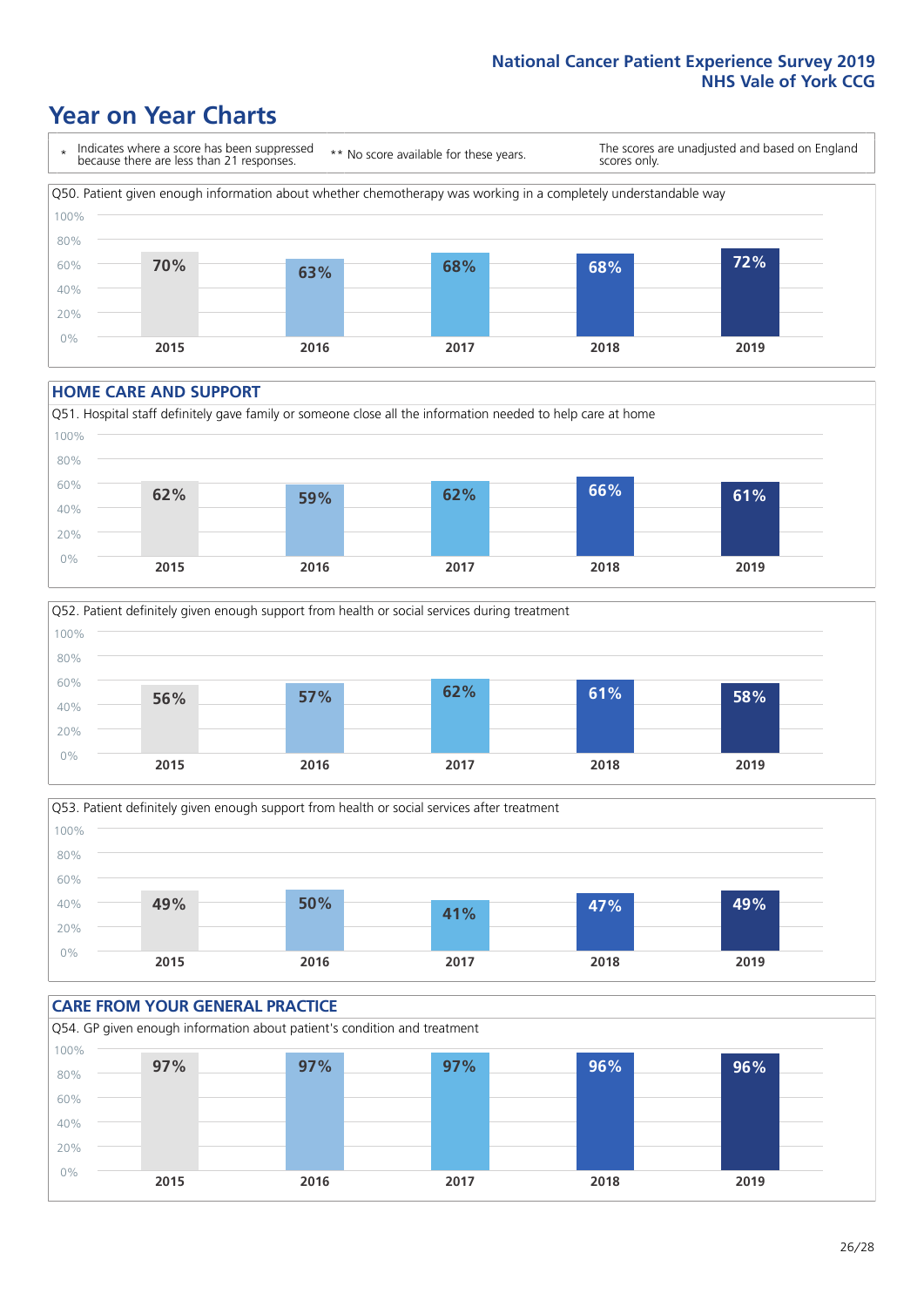# Year on Year Charts

\* Indicates where a score has been suppressed because there are less than 21 responses.

\*\* No score available for these years.

The scores are unadjusted and based on England scores only.

Q50. Patient given enough information about whether chemotherapy was working in a completely understandable way

| 2015 | 2016 | 2017 | 2018 | 2019 |
|---|---|---|---|---|
| 70% | 63% | 68% | 68% | 72% |

## HOME CARE AND SUPPORT

Q51. Hospital staff definitely gave family or someone close all the information needed to help care at home

| 2015 | 2016 | 2017 | 2018 | 2019 |
|---|---|---|---|---|
| 62% | 59% | 62% | 66% | 61% |

Q52. Patient definitely given enough support from health or social services during treatment

| 2015 | 2016 | 2017 | 2018 | 2019 |
|---|---|---|---|---|
| 56% | 57% | 62% | 61% | 58% |

Q53. Patient definitely given enough support from health or social services after treatment

| 2015 | 2016 | 2017 | 2018 | 2019 |
|---|---|---|---|---|
| 49% | 50% | 41% | 47% | 49% |

## CARE FROM YOUR GENERAL PRACTICE

Q54. GP given enough information about patient's condition and treatment

| 2015 | 2016 | 2017 | 2018 | 2019 |
|---|---|---|---|---|
| 97% | 97% | 97% | 96% | 96% |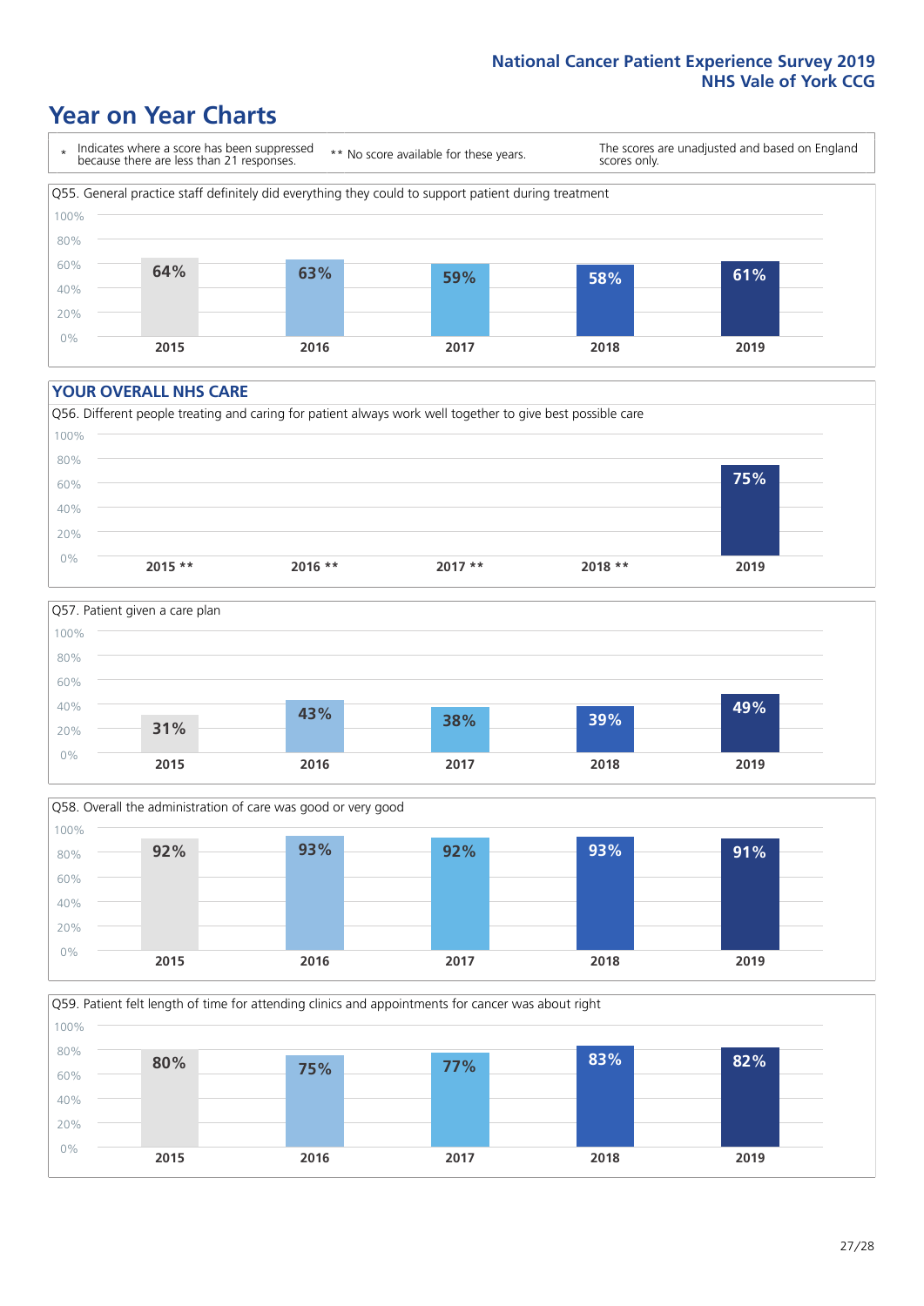# Year on Year Charts

| * Indicates where a score has been suppressed because there are less than 21 responses. | ** No score available for these years. | The scores are unadjusted and based on England scores only. |
|---|---|---|

Q55. General practice staff definitely did everything they could to support patient during treatment

| 2015 | 2016 | 2017 | 2018 | 2019 |
|---|---|---|---|---|
| 64% | 63% | 59% | 58% | 61% |

## YOUR OVERALL NHS CARE

Q56. Different people treating and caring for patient always work well together to give best possible care

| 2015 ** | 2016 ** | 2017 ** | 2018 ** | 2019 |
|---|---|---|---|---|
| | | | | 75% |

Q57. Patient given a care plan

| 2015 | 2016 | 2017 | 2018 | 2019 |
|---|---|---|---|---|
| 31% | 43% | 38% | 39% | 49% |

Q58. Overall the administration of care was good or very good

| 2015 | 2016 | 2017 | 2018 | 2019 |
|---|---|---|---|---|
| 92% | 93% | 92% | 93% | 91% |

Q59. Patient felt length of time for attending clinics and appointments for cancer was about right

| 2015 | 2016 | 2017 | 2018 | 2019 |
|---|---|---|---|---|
| 80% | 75% | 77% | 83% | 82% |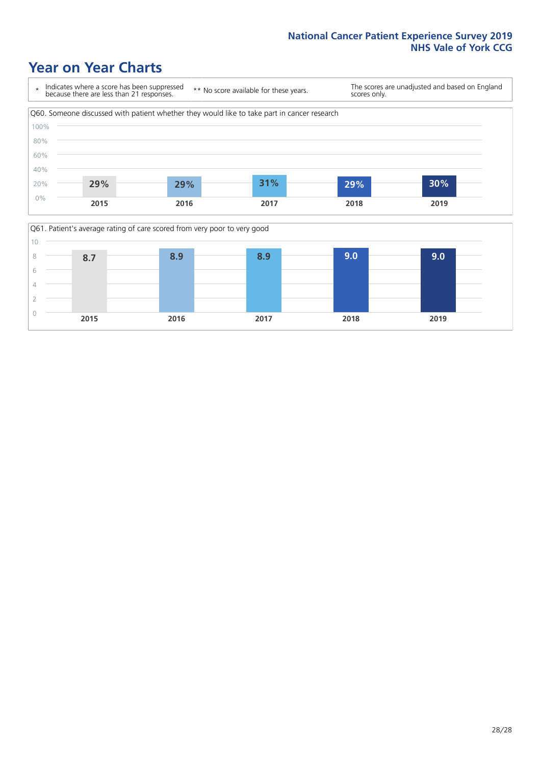# Year on Year Charts

\* Indicates where a score has been suppressed because there are less than 21 responses.

\*\* No score available for these years.

The scores are unadjusted and based on England scores only.

Q60. Someone discussed with patient whether they would like to take part in cancer research

100%
80%
60%
40%
20%
0%

29% 2015
29% 2016
31% 2017
29% 2018
30% 2019

Q61. Patient's average rating of care scored from very poor to very good

10
8
6
4
2
0

8.7 2015
8.9 2016
8.9 2017
9.0 2018
9.0 2019